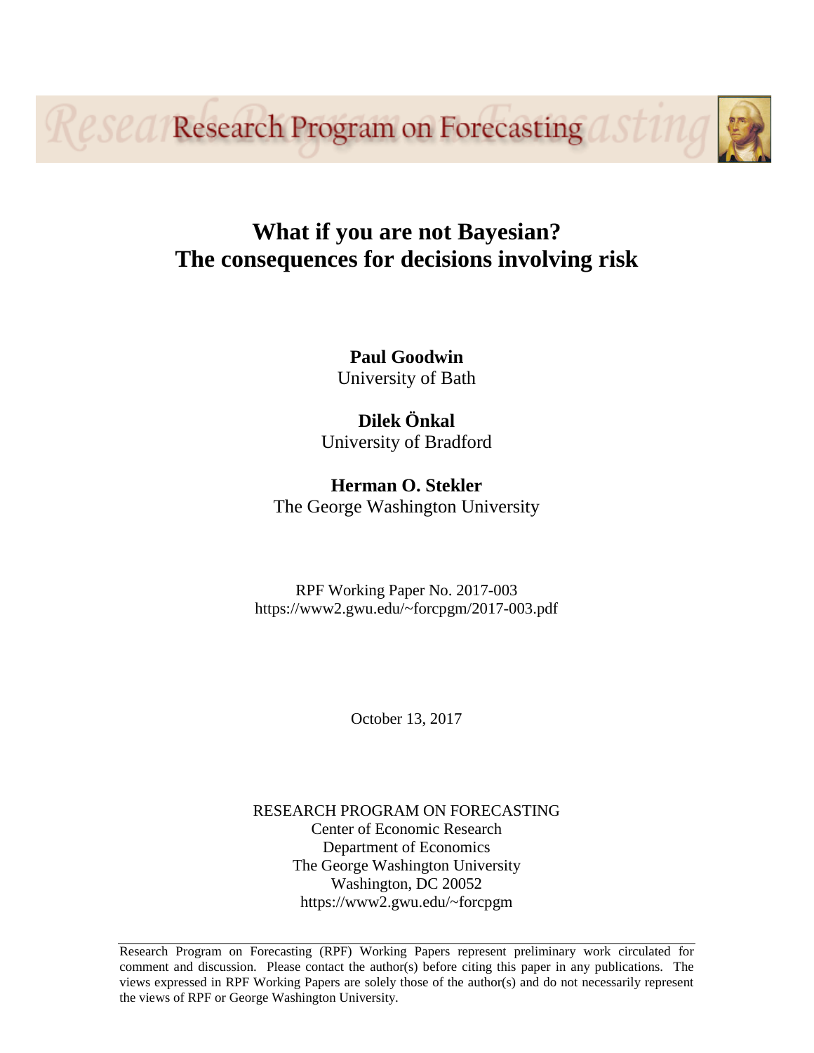Research Program on Forecasting

# What if you are not Bayesian? The consequences for decisions involving risk

**Paul Goodwin**
University of Bath

**Dilek Önkal**
University of Bradford

**Herman O. Stekler**
The George Washington University

RPF Working Paper No. 2017-003
https://www2.gwu.edu/~forcpgm/2017-003.pdf

October 13, 2017

RESEARCH PROGRAM ON FORECASTING
Center of Economic Research
Department of Economics
The George Washington University
Washington, DC 20052
https://www2.gwu.edu/~forcpgm

Research Program on Forecasting (RPF) Working Papers represent preliminary work circulated for comment and discussion. Please contact the author(s) before citing this paper in any publications. The views expressed in RPF Working Papers are solely those of the author(s) and do not necessarily represent the views of RPF or George Washington University.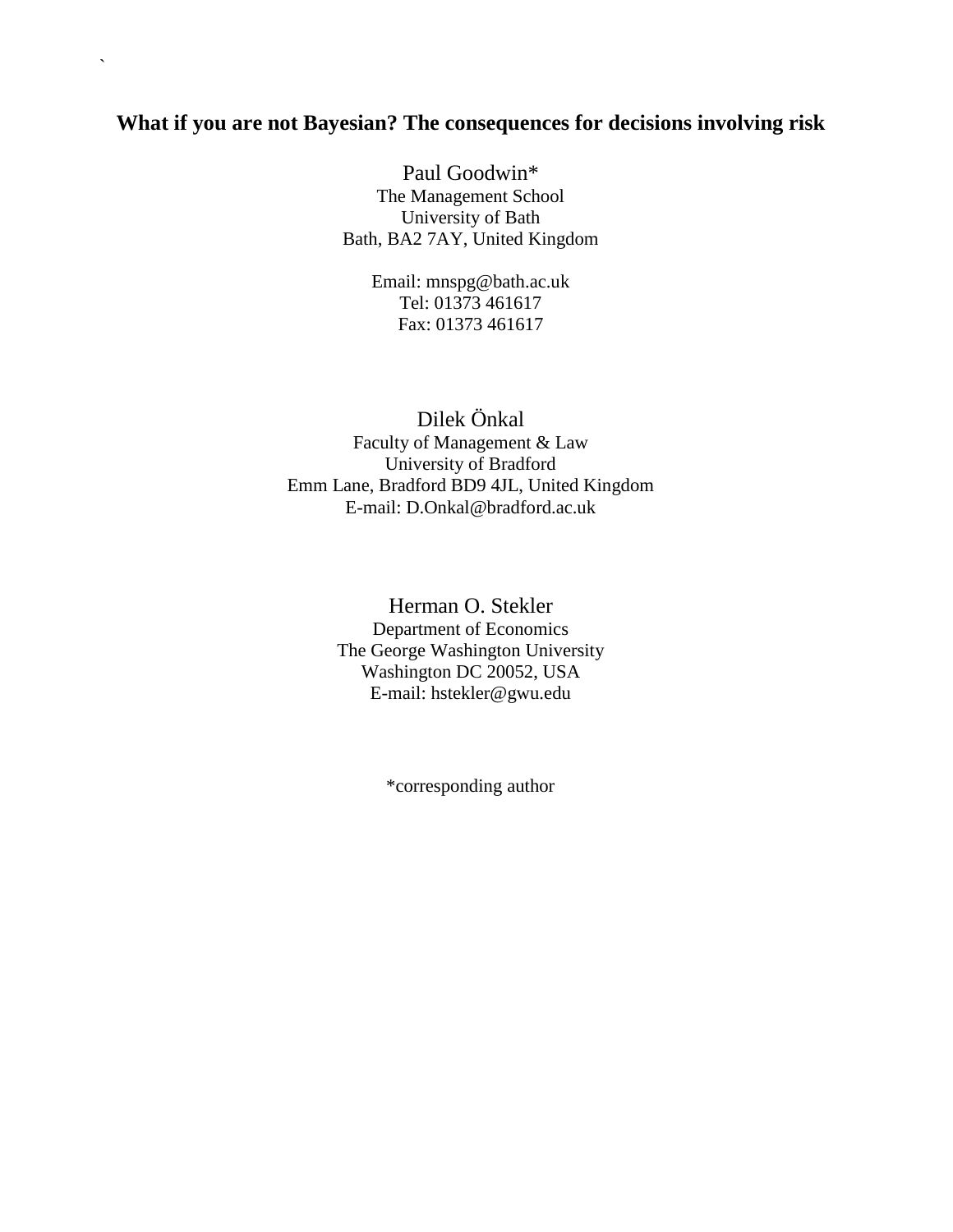# What if you are not Bayesian? The consequences for decisions involving risk

Paul Goodwin*
The Management School
University of Bath
Bath, BA2 7AY, United Kingdom

Email: mnspg@bath.ac.uk
Tel: 01373 461617
Fax: 01373 461617

Dilek Önkal
Faculty of Management & Law
University of Bradford
Emm Lane, Bradford BD9 4JL, United Kingdom
E-mail: D.Onkal@bradford.ac.uk

Herman O. Stekler
Department of Economics
The George Washington University
Washington DC 20052, USA
E-mail: hstekler@gwu.edu

*corresponding author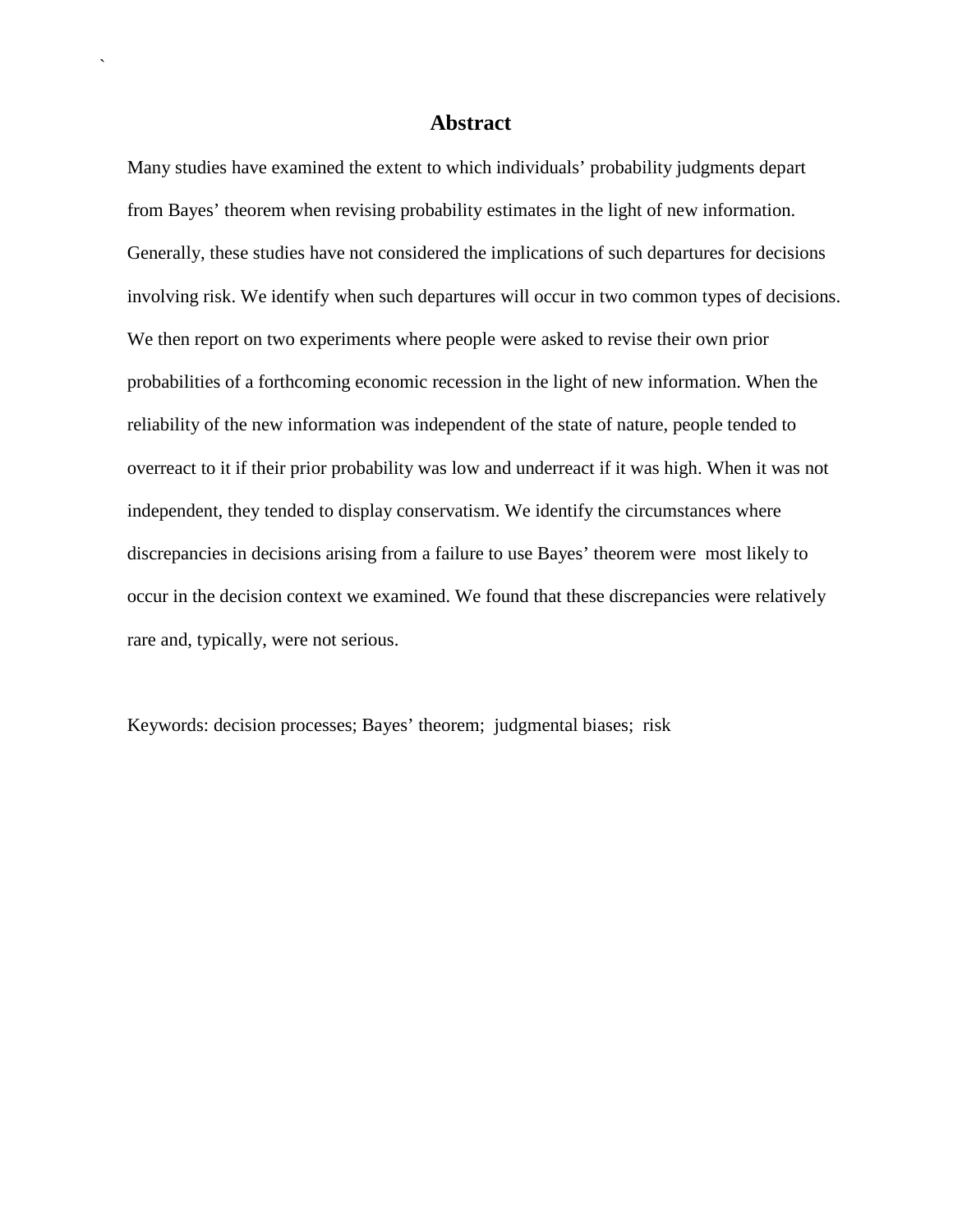## Abstract

Many studies have examined the extent to which individuals' probability judgments depart from Bayes' theorem when revising probability estimates in the light of new information. Generally, these studies have not considered the implications of such departures for decisions involving risk. We identify when such departures will occur in two common types of decisions. We then report on two experiments where people were asked to revise their own prior probabilities of a forthcoming economic recession in the light of new information. When the reliability of the new information was independent of the state of nature, people tended to overreact to it if their prior probability was low and underreact if it was high. When it was not independent, they tended to display conservatism. We identify the circumstances where discrepancies in decisions arising from a failure to use Bayes' theorem were most likely to occur in the decision context we examined. We found that these discrepancies were relatively rare and, typically, were not serious.

Keywords: decision processes; Bayes' theorem; judgmental biases; risk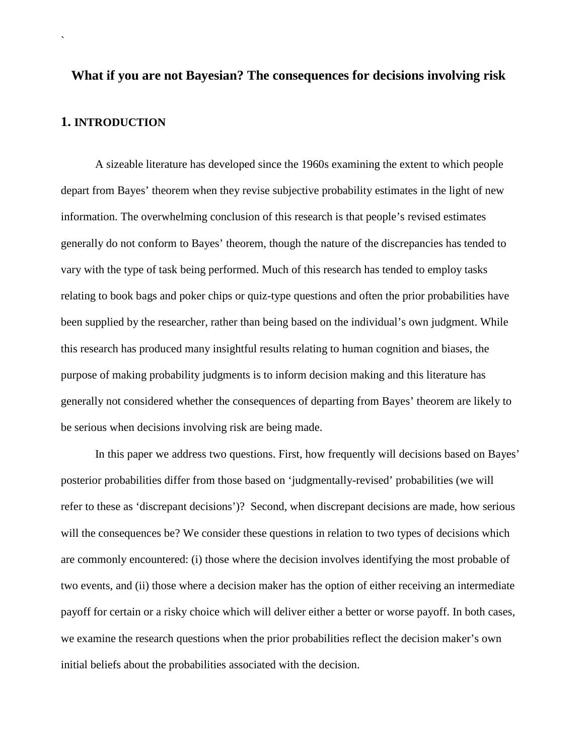# What if you are not Bayesian? The consequences for decisions involving risk

## 1. INTRODUCTION

A sizeable literature has developed since the 1960s examining the extent to which people depart from Bayes' theorem when they revise subjective probability estimates in the light of new information. The overwhelming conclusion of this research is that people's revised estimates generally do not conform to Bayes' theorem, though the nature of the discrepancies has tended to vary with the type of task being performed. Much of this research has tended to employ tasks relating to book bags and poker chips or quiz-type questions and often the prior probabilities have been supplied by the researcher, rather than being based on the individual's own judgment. While this research has produced many insightful results relating to human cognition and biases, the purpose of making probability judgments is to inform decision making and this literature has generally not considered whether the consequences of departing from Bayes' theorem are likely to be serious when decisions involving risk are being made.

In this paper we address two questions. First, how frequently will decisions based on Bayes' posterior probabilities differ from those based on 'judgmentally-revised' probabilities (we will refer to these as 'discrepant decisions')? Second, when discrepant decisions are made, how serious will the consequences be? We consider these questions in relation to two types of decisions which are commonly encountered: (i) those where the decision involves identifying the most probable of two events, and (ii) those where a decision maker has the option of either receiving an intermediate payoff for certain or a risky choice which will deliver either a better or worse payoff. In both cases, we examine the research questions when the prior probabilities reflect the decision maker's own initial beliefs about the probabilities associated with the decision.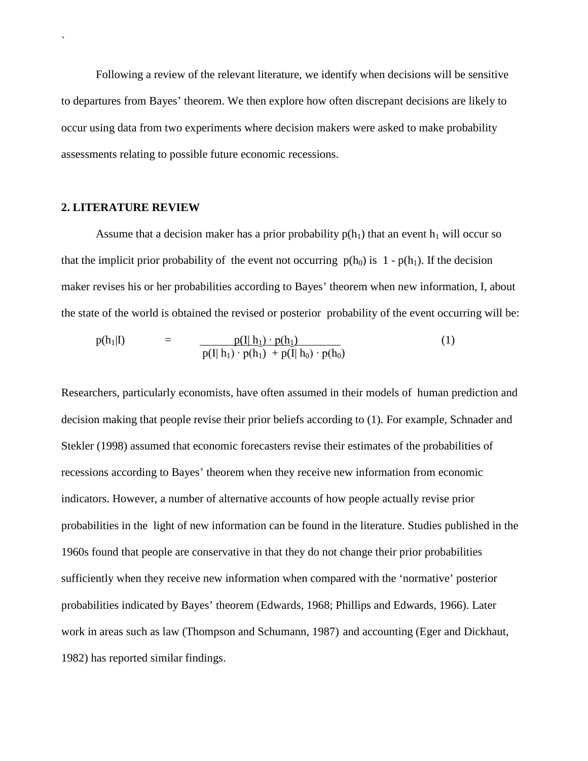Following a review of the relevant literature, we identify when decisions will be sensitive to departures from Bayes' theorem. We then explore how often discrepant decisions are likely to occur using data from two experiments where decision makers were asked to make probability assessments relating to possible future economic recessions.

## 2. LITERATURE REVIEW

Assume that a decision maker has a prior probability $p(h_1)$ that an event $h_1$ will occur so that the implicit prior probability of the event not occurring $p(h_0)$ is $1 - p(h_1)$. If the decision maker revises his or her probabilities according to Bayes' theorem when new information, I, about the state of the world is obtained the revised or posterior probability of the event occurring will be:

$$p(h_1|I) = \frac{p(I|h_1) \cdot p(h_1)}{p(I|h_1) \cdot p(h_1) + p(I|h_0) \cdot p(h_0)} \tag{1}$$

Researchers, particularly economists, have often assumed in their models of human prediction and decision making that people revise their prior beliefs according to (1). For example, Schnader and Stekler (1998) assumed that economic forecasters revise their estimates of the probabilities of recessions according to Bayes' theorem when they receive new information from economic indicators. However, a number of alternative accounts of how people actually revise prior probabilities in the light of new information can be found in the literature. Studies published in the 1960s found that people are conservative in that they do not change their prior probabilities sufficiently when they receive new information when compared with the 'normative' posterior probabilities indicated by Bayes' theorem (Edwards, 1968; Phillips and Edwards, 1966). Later work in areas such as law (Thompson and Schumann, 1987) and accounting (Eger and Dickhaut, 1982) has reported similar findings.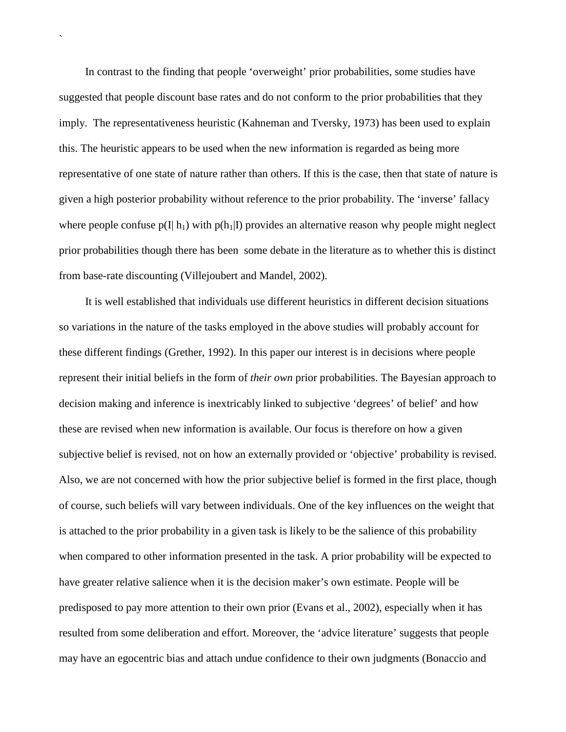In contrast to the finding that people 'overweight' prior probabilities, some studies have suggested that people discount base rates and do not conform to the prior probabilities that they imply. The representativeness heuristic (Kahneman and Tversky, 1973) has been used to explain this. The heuristic appears to be used when the new information is regarded as being more representative of one state of nature rather than others. If this is the case, then that state of nature is given a high posterior probability without reference to the prior probability. The 'inverse' fallacy where people confuse $p(I| h_1)$ with $p(h_1|I)$ provides an alternative reason why people might neglect prior probabilities though there has been some debate in the literature as to whether this is distinct from base-rate discounting (Villejoubert and Mandel, 2002).

It is well established that individuals use different heuristics in different decision situations so variations in the nature of the tasks employed in the above studies will probably account for these different findings (Grether, 1992). In this paper our interest is in decisions where people represent their initial beliefs in the form of *their own* prior probabilities. The Bayesian approach to decision making and inference is inextricably linked to subjective 'degrees' of belief' and how these are revised when new information is available. Our focus is therefore on how a given subjective belief is revised, not on how an externally provided or 'objective' probability is revised. Also, we are not concerned with how the prior subjective belief is formed in the first place, though of course, such beliefs will vary between individuals. One of the key influences on the weight that is attached to the prior probability in a given task is likely to be the salience of this probability when compared to other information presented in the task. A prior probability will be expected to have greater relative salience when it is the decision maker's own estimate. People will be predisposed to pay more attention to their own prior (Evans et al., 2002), especially when it has resulted from some deliberation and effort. Moreover, the 'advice literature' suggests that people may have an egocentric bias and attach undue confidence to their own judgments (Bonaccio and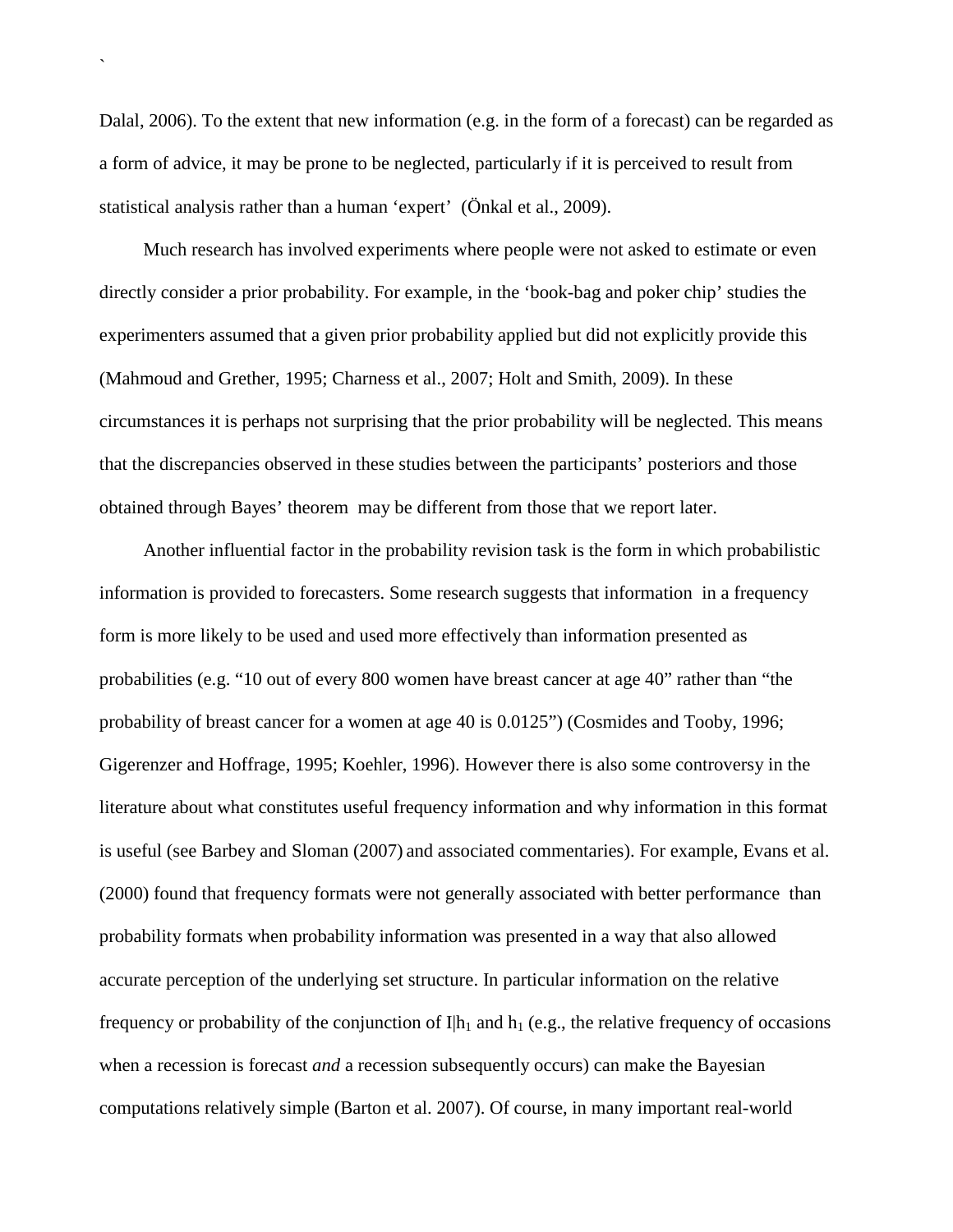Dalal, 2006). To the extent that new information (e.g. in the form of a forecast) can be regarded as a form of advice, it may be prone to be neglected, particularly if it is perceived to result from statistical analysis rather than a human 'expert' (Önkal et al., 2009).

Much research has involved experiments where people were not asked to estimate or even directly consider a prior probability. For example, in the 'book-bag and poker chip' studies the experimenters assumed that a given prior probability applied but did not explicitly provide this (Mahmoud and Grether, 1995; Charness et al., 2007; Holt and Smith, 2009). In these circumstances it is perhaps not surprising that the prior probability will be neglected. This means that the discrepancies observed in these studies between the participants' posteriors and those obtained through Bayes' theorem may be different from those that we report later.

Another influential factor in the probability revision task is the form in which probabilistic information is provided to forecasters. Some research suggests that information in a frequency form is more likely to be used and used more effectively than information presented as probabilities (e.g. "10 out of every 800 women have breast cancer at age 40" rather than "the probability of breast cancer for a women at age 40 is 0.0125") (Cosmides and Tooby, 1996; Gigerenzer and Hoffrage, 1995; Koehler, 1996). However there is also some controversy in the literature about what constitutes useful frequency information and why information in this format is useful (see Barbey and Sloman (2007) and associated commentaries). For example, Evans et al. (2000) found that frequency formats were not generally associated with better performance than probability formats when probability information was presented in a way that also allowed accurate perception of the underlying set structure. In particular information on the relative frequency or probability of the conjunction of $I|h_1$ and $h_1$ (e.g., the relative frequency of occasions when a recession is forecast *and* a recession subsequently occurs) can make the Bayesian computations relatively simple (Barton et al. 2007). Of course, in many important real-world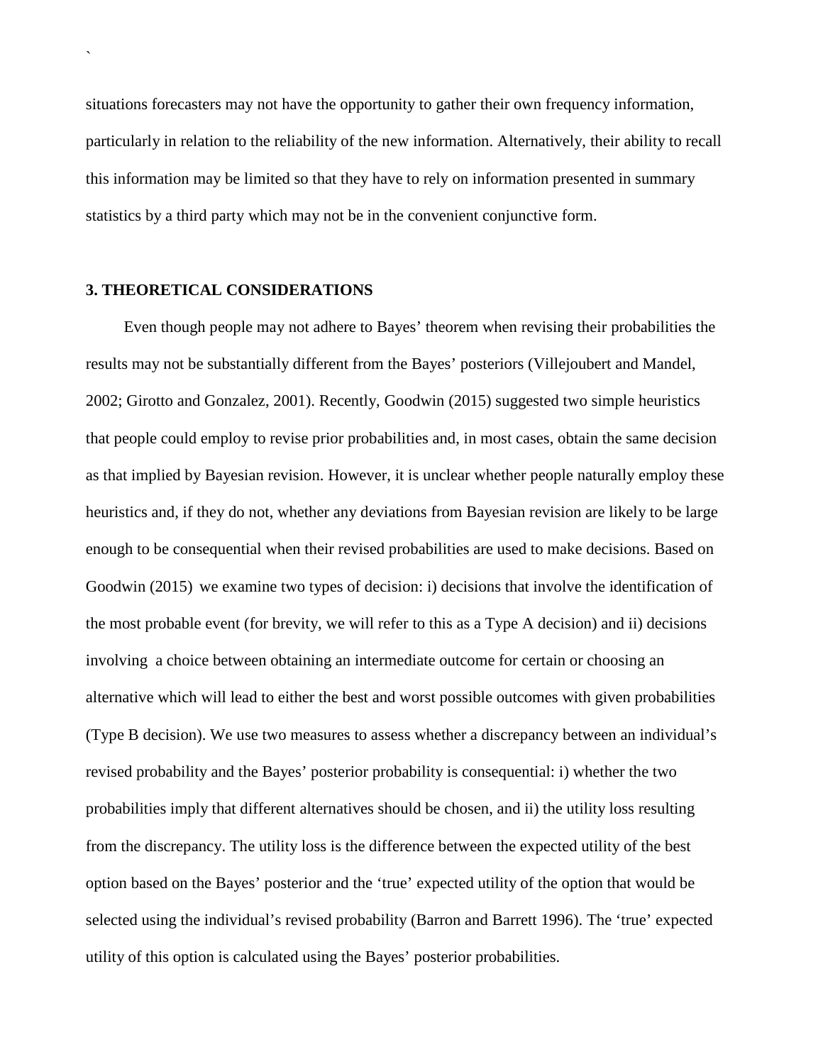situations forecasters may not have the opportunity to gather their own frequency information, particularly in relation to the reliability of the new information. Alternatively, their ability to recall this information may be limited so that they have to rely on information presented in summary statistics by a third party which may not be in the convenient conjunctive form.

## 3. THEORETICAL CONSIDERATIONS

Even though people may not adhere to Bayes' theorem when revising their probabilities the results may not be substantially different from the Bayes' posteriors (Villejoubert and Mandel, 2002; Girotto and Gonzalez, 2001). Recently, Goodwin (2015) suggested two simple heuristics that people could employ to revise prior probabilities and, in most cases, obtain the same decision as that implied by Bayesian revision. However, it is unclear whether people naturally employ these heuristics and, if they do not, whether any deviations from Bayesian revision are likely to be large enough to be consequential when their revised probabilities are used to make decisions. Based on Goodwin (2015) we examine two types of decision: i) decisions that involve the identification of the most probable event (for brevity, we will refer to this as a Type A decision) and ii) decisions involving a choice between obtaining an intermediate outcome for certain or choosing an alternative which will lead to either the best and worst possible outcomes with given probabilities (Type B decision). We use two measures to assess whether a discrepancy between an individual's revised probability and the Bayes' posterior probability is consequential: i) whether the two probabilities imply that different alternatives should be chosen, and ii) the utility loss resulting from the discrepancy. The utility loss is the difference between the expected utility of the best option based on the Bayes' posterior and the 'true' expected utility of the option that would be selected using the individual's revised probability (Barron and Barrett 1996). The 'true' expected utility of this option is calculated using the Bayes' posterior probabilities.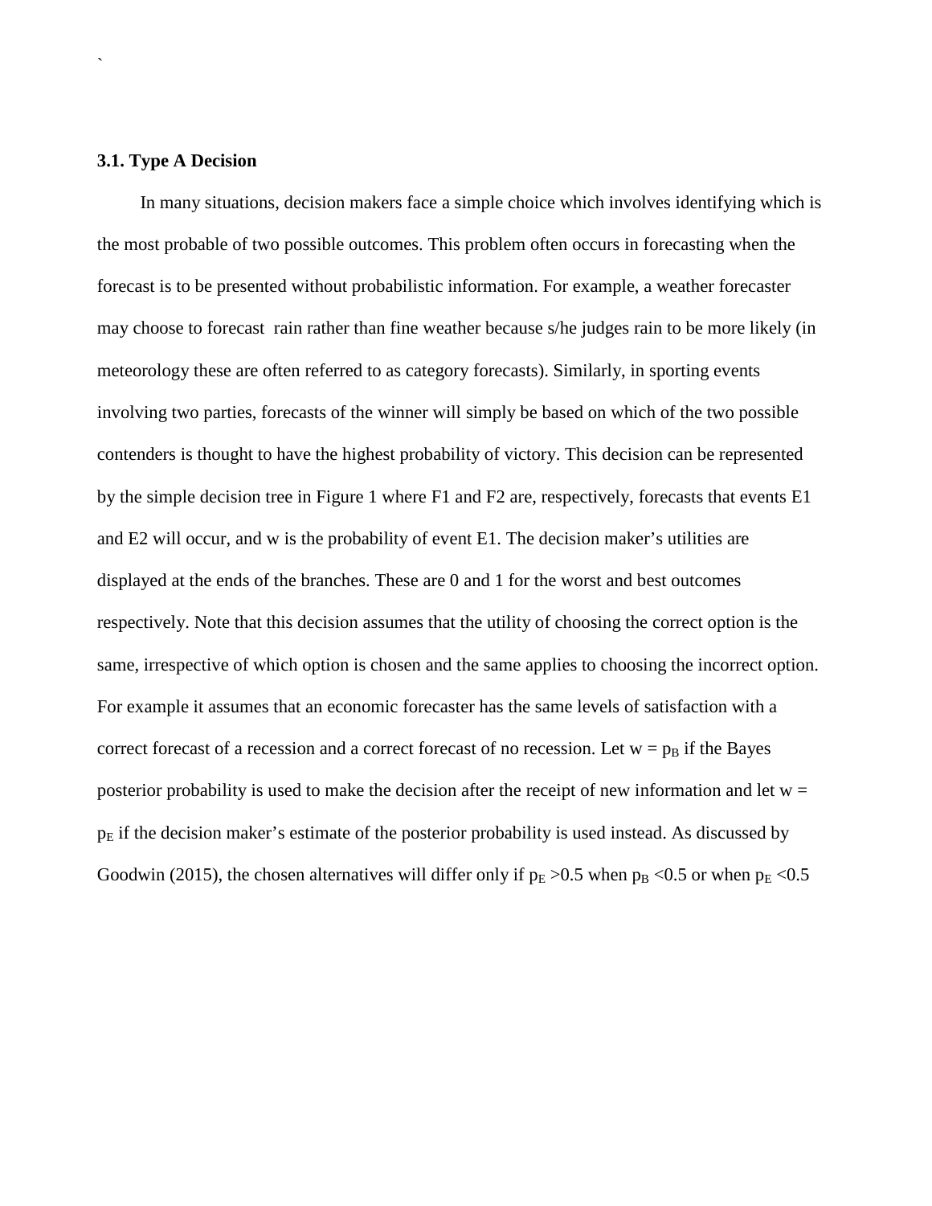### 3.1. Type A Decision

In many situations, decision makers face a simple choice which involves identifying which is the most probable of two possible outcomes. This problem often occurs in forecasting when the forecast is to be presented without probabilistic information. For example, a weather forecaster may choose to forecast rain rather than fine weather because s/he judges rain to be more likely (in meteorology these are often referred to as category forecasts). Similarly, in sporting events involving two parties, forecasts of the winner will simply be based on which of the two possible contenders is thought to have the highest probability of victory. This decision can be represented by the simple decision tree in Figure 1 where F1 and F2 are, respectively, forecasts that events E1 and E2 will occur, and w is the probability of event E1. The decision maker's utilities are displayed at the ends of the branches. These are 0 and 1 for the worst and best outcomes respectively. Note that this decision assumes that the utility of choosing the correct option is the same, irrespective of which option is chosen and the same applies to choosing the incorrect option. For example it assumes that an economic forecaster has the same levels of satisfaction with a correct forecast of a recession and a correct forecast of no recession. Let $w = p_B$ if the Bayes posterior probability is used to make the decision after the receipt of new information and let $w = p_E$ if the decision maker's estimate of the posterior probability is used instead. As discussed by Goodwin (2015), the chosen alternatives will differ only if $p_E > 0.5$ when $p_B < 0.5$ or when $p_E < 0.5$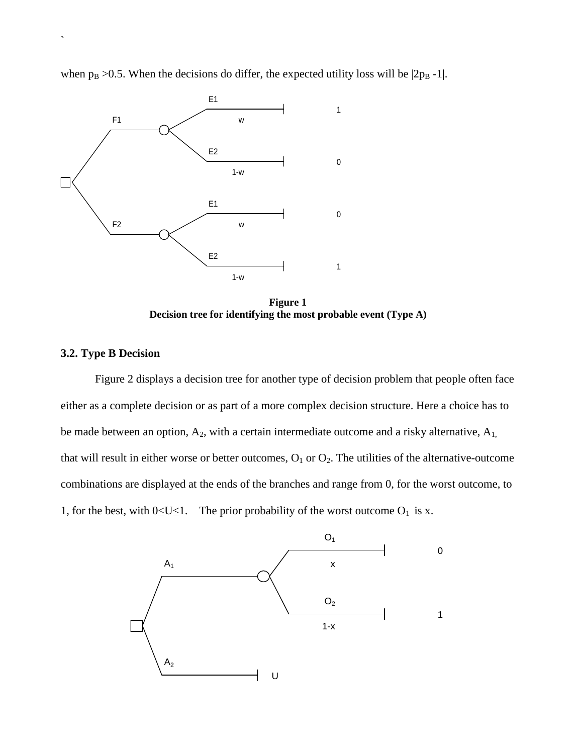when $p_B > 0.5$. When the decisions do differ, the expected utility loss will be $|2p_B - 1|$.

**Figure 1**
**Decision tree for identifying the most probable event (Type A)**

### 3.2. Type B Decision

Figure 2 displays a decision tree for another type of decision problem that people often face either as a complete decision or as part of a more complex decision structure. Here a choice has to be made between an option, $A_2$, with a certain intermediate outcome and a risky alternative, $A_1$, that will result in either worse or better outcomes, $O_1$ or $O_2$. The utilities of the alternative-outcome combinations are displayed at the ends of the branches and range from 0, for the worst outcome, to 1, for the best, with $0 \leq U \leq 1$. The prior probability of the worst outcome $O_1$ is x.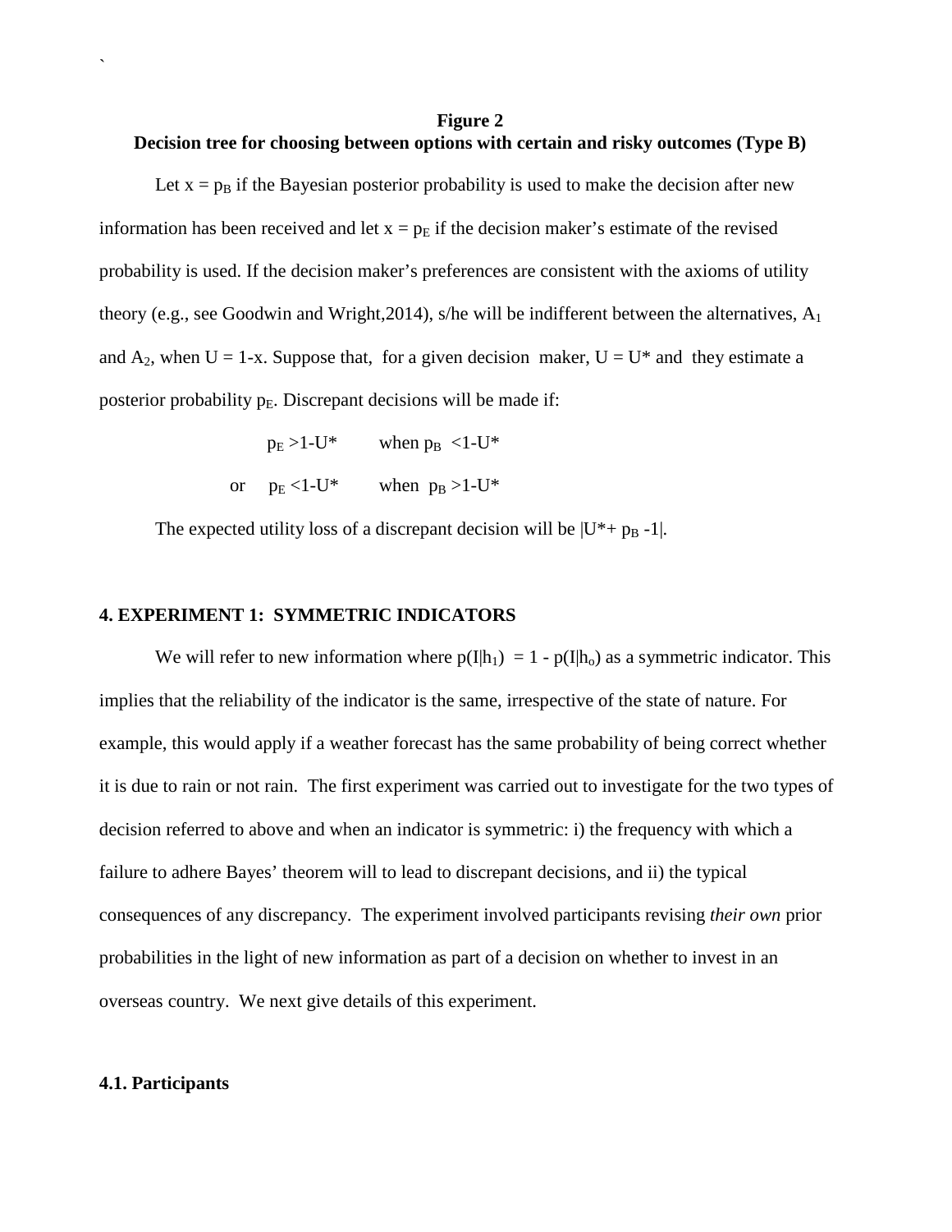**Figure 2**

**Decision tree for choosing between options with certain and risky outcomes (Type B)**

Let $x = p_B$ if the Bayesian posterior probability is used to make the decision after new information has been received and let $x = p_E$ if the decision maker's estimate of the revised probability is used. If the decision maker's preferences are consistent with the axioms of utility theory (e.g., see Goodwin and Wright,2014), s/he will be indifferent between the alternatives, $A_1$ and $A_2$, when $U = 1\text{-}x$. Suppose that, for a given decision maker, $U = U^*$ and they estimate a posterior probability $p_E$. Discrepant decisions will be made if:

$$p_E > 1-U^* \qquad \text{when } p_B < 1-U^*$$

$$\text{or} \quad p_E < 1-U^* \qquad \text{when } p_B > 1-U^*$$

The expected utility loss of a discrepant decision will be $|U^*+ p_B -1|$.

## 4. EXPERIMENT 1: SYMMETRIC INDICATORS

We will refer to new information where $p(I|h_1) = 1 - p(I|h_o)$ as a symmetric indicator. This implies that the reliability of the indicator is the same, irrespective of the state of nature. For example, this would apply if a weather forecast has the same probability of being correct whether it is due to rain or not rain. The first experiment was carried out to investigate for the two types of decision referred to above and when an indicator is symmetric: i) the frequency with which a failure to adhere Bayes' theorem will to lead to discrepant decisions, and ii) the typical consequences of any discrepancy. The experiment involved participants revising *their own* prior probabilities in the light of new information as part of a decision on whether to invest in an overseas country. We next give details of this experiment.

### 4.1. Participants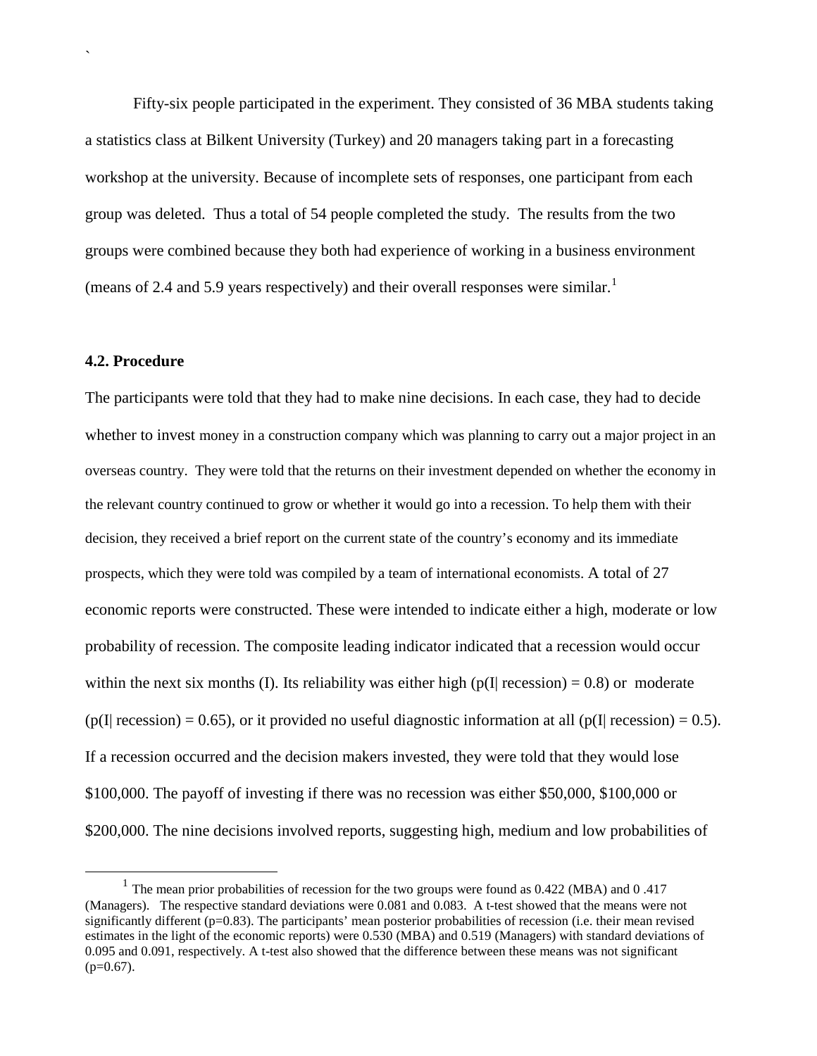Fifty-six people participated in the experiment. They consisted of 36 MBA students taking a statistics class at Bilkent University (Turkey) and 20 managers taking part in a forecasting workshop at the university. Because of incomplete sets of responses, one participant from each group was deleted. Thus a total of 54 people completed the study. The results from the two groups were combined because they both had experience of working in a business environment (means of 2.4 and 5.9 years respectively) and their overall responses were similar.[1]

### 4.2. Procedure

The participants were told that they had to make nine decisions. In each case, they had to decide whether to invest money in a construction company which was planning to carry out a major project in an overseas country. They were told that the returns on their investment depended on whether the economy in the relevant country continued to grow or whether it would go into a recession. To help them with their decision, they received a brief report on the current state of the country's economy and its immediate prospects, which they were told was compiled by a team of international economists. A total of 27 economic reports were constructed. These were intended to indicate either a high, moderate or low probability of recession. The composite leading indicator indicated that a recession would occur within the next six months (I). Its reliability was either high ($p(I|\text{ recession}) = 0.8$) or moderate ($p(I|\text{ recession}) = 0.65$), or it provided no useful diagnostic information at all ($p(I|\text{ recession}) = 0.5$). If a recession occurred and the decision makers invested, they were told that they would lose \$100,000. The payoff of investing if there was no recession was either \$50,000, \$100,000 or \$200,000. The nine decisions involved reports, suggesting high, medium and low probabilities of

[1] The mean prior probabilities of recession for the two groups were found as 0.422 (MBA) and 0 .417 (Managers). The respective standard deviations were 0.081 and 0.083. A t-test showed that the means were not significantly different (p=0.83). The participants' mean posterior probabilities of recession (i.e. their mean revised estimates in the light of the economic reports) were 0.530 (MBA) and 0.519 (Managers) with standard deviations of 0.095 and 0.091, respectively. A t-test also showed that the difference between these means was not significant (p=0.67).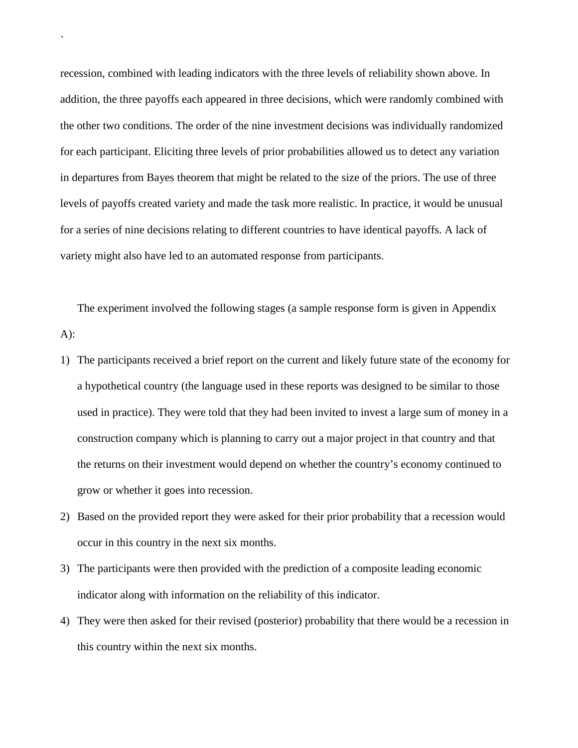recession, combined with leading indicators with the three levels of reliability shown above. In addition, the three payoffs each appeared in three decisions, which were randomly combined with the other two conditions. The order of the nine investment decisions was individually randomized for each participant. Eliciting three levels of prior probabilities allowed us to detect any variation in departures from Bayes theorem that might be related to the size of the priors. The use of three levels of payoffs created variety and made the task more realistic. In practice, it would be unusual for a series of nine decisions relating to different countries to have identical payoffs. A lack of variety might also have led to an automated response from participants.

The experiment involved the following stages (a sample response form is given in Appendix A):

1) The participants received a brief report on the current and likely future state of the economy for a hypothetical country (the language used in these reports was designed to be similar to those used in practice). They were told that they had been invited to invest a large sum of money in a construction company which is planning to carry out a major project in that country and that the returns on their investment would depend on whether the country's economy continued to grow or whether it goes into recession.
2) Based on the provided report they were asked for their prior probability that a recession would occur in this country in the next six months.
3) The participants were then provided with the prediction of a composite leading economic indicator along with information on the reliability of this indicator.
4) They were then asked for their revised (posterior) probability that there would be a recession in this country within the next six months.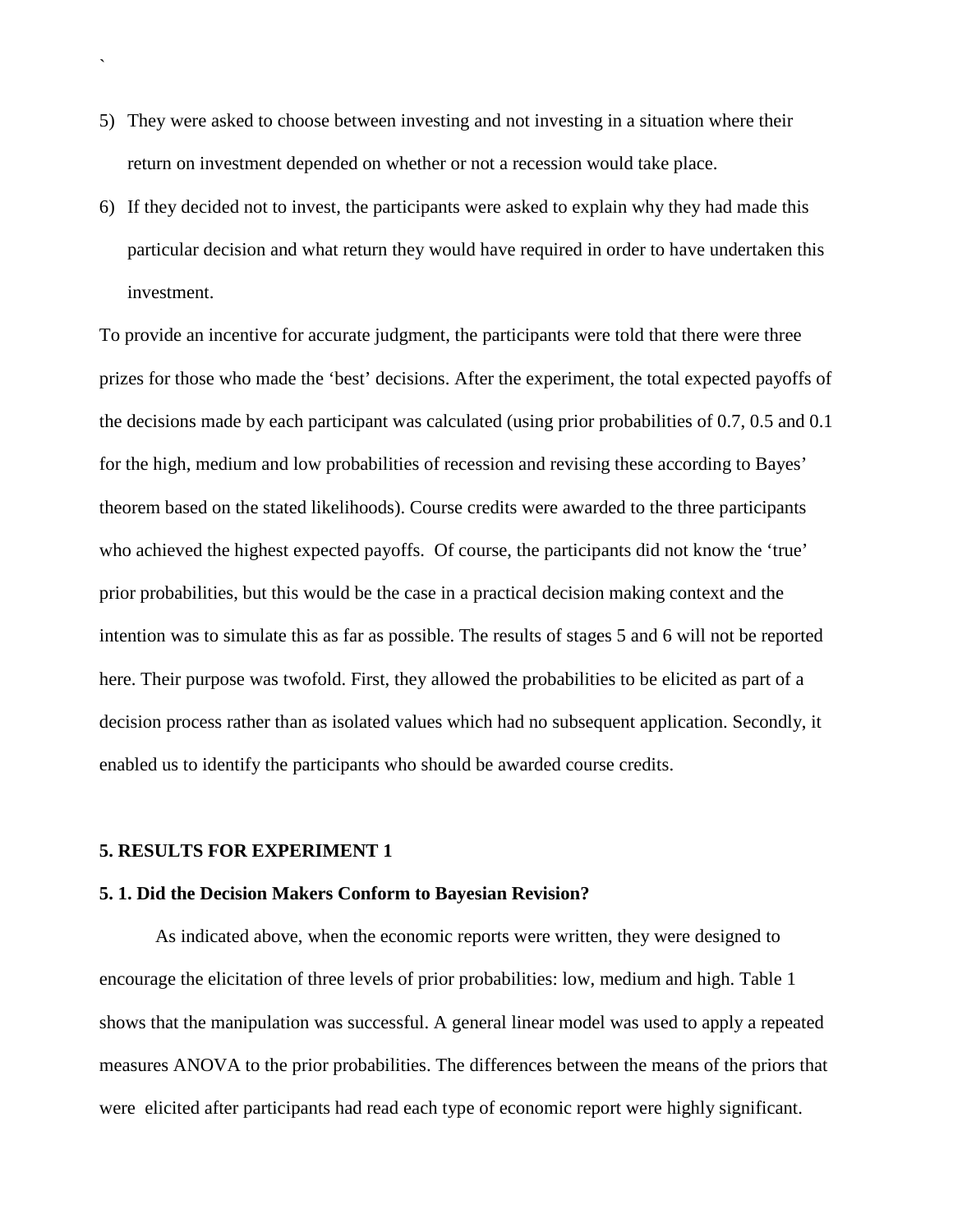5) They were asked to choose between investing and not investing in a situation where their return on investment depended on whether or not a recession would take place.
6) If they decided not to invest, the participants were asked to explain why they had made this particular decision and what return they would have required in order to have undertaken this investment.

To provide an incentive for accurate judgment, the participants were told that there were three prizes for those who made the 'best' decisions. After the experiment, the total expected payoffs of the decisions made by each participant was calculated (using prior probabilities of 0.7, 0.5 and 0.1 for the high, medium and low probabilities of recession and revising these according to Bayes' theorem based on the stated likelihoods). Course credits were awarded to the three participants who achieved the highest expected payoffs. Of course, the participants did not know the 'true' prior probabilities, but this would be the case in a practical decision making context and the intention was to simulate this as far as possible. The results of stages 5 and 6 will not be reported here. Their purpose was twofold. First, they allowed the probabilities to be elicited as part of a decision process rather than as isolated values which had no subsequent application. Secondly, it enabled us to identify the participants who should be awarded course credits.

## 5. RESULTS FOR EXPERIMENT 1

### 5. 1. Did the Decision Makers Conform to Bayesian Revision?

As indicated above, when the economic reports were written, they were designed to encourage the elicitation of three levels of prior probabilities: low, medium and high. Table 1 shows that the manipulation was successful. A general linear model was used to apply a repeated measures ANOVA to the prior probabilities. The differences between the means of the priors that were elicited after participants had read each type of economic report were highly significant.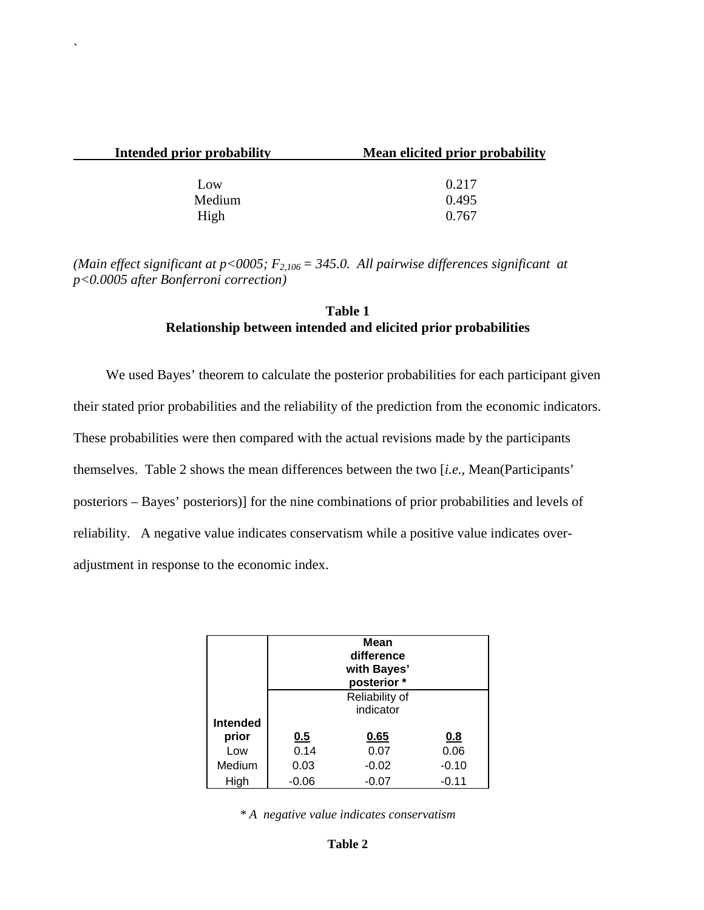| Intended prior probability | Mean elicited prior probability |
|---|---|
| Low | 0.217 |
| Medium | 0.495 |
| High | 0.767 |

*(Main effect significant at p<0005; $F_{2,106} = 345.0$. All pairwise differences significant at p<0.0005 after Bonferroni correction)*

**Table 1**
**Relationship between intended and elicited prior probabilities**

We used Bayes' theorem to calculate the posterior probabilities for each participant given their stated prior probabilities and the reliability of the prediction from the economic indicators. These probabilities were then compared with the actual revisions made by the participants themselves. Table 2 shows the mean differences between the two [*i.e.*, Mean(Participants' posteriors – Bayes' posteriors)] for the nine combinations of prior probabilities and levels of reliability. A negative value indicates conservatism while a positive value indicates over-adjustment in response to the economic index.

| | **Mean difference with Bayes' posterior *** | | |
|---|---|---|---|
| | Reliability of indicator | | |
| **Intended prior** | **0.5** | **0.65** | **0.8** |
| Low | 0.14 | 0.07 | 0.06 |
| Medium | 0.03 | -0.02 | -0.10 |
| High | -0.06 | -0.07 | -0.11 |

*\* A negative value indicates conservatism*

**Table 2**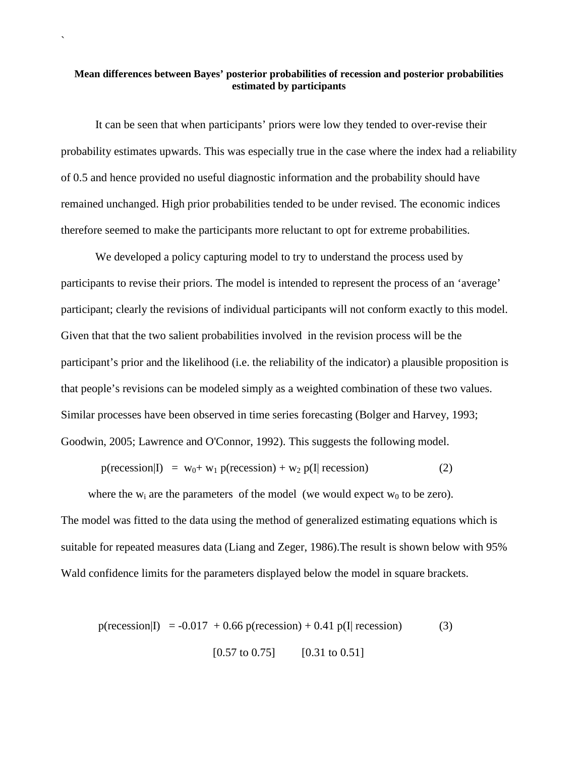`

**Mean differences between Bayes' posterior probabilities of recession and posterior probabilities estimated by participants**

It can be seen that when participants' priors were low they tended to over-revise their probability estimates upwards. This was especially true in the case where the index had a reliability of 0.5 and hence provided no useful diagnostic information and the probability should have remained unchanged. High prior probabilities tended to be under revised. The economic indices therefore seemed to make the participants more reluctant to opt for extreme probabilities.

We developed a policy capturing model to try to understand the process used by participants to revise their priors. The model is intended to represent the process of an 'average' participant; clearly the revisions of individual participants will not conform exactly to this model. Given that that the two salient probabilities involved in the revision process will be the participant's prior and the likelihood (i.e. the reliability of the indicator) a plausible proposition is that people's revisions can be modeled simply as a weighted combination of these two values. Similar processes have been observed in time series forecasting (Bolger and Harvey, 1993; Goodwin, 2005; Lawrence and O'Connor, 1992). This suggests the following model.

$$p(\text{recession}|I) = w_0 + w_1\, p(\text{recession}) + w_2\, p(I|\,\text{recession}) \qquad (2)$$

where the $w_i$ are the parameters of the model (we would expect $w_0$ to be zero).

The model was fitted to the data using the method of generalized estimating equations which is suitable for repeated measures data (Liang and Zeger, 1986).The result is shown below with 95% Wald confidence limits for the parameters displayed below the model in square brackets.

$$p(\text{recession}|I) = -0.017 + 0.66\, p(\text{recession}) + 0.41\, p(I|\,\text{recession}) \qquad (3)$$

$$[0.57 \text{ to } 0.75] \qquad [0.31 \text{ to } 0.51]$$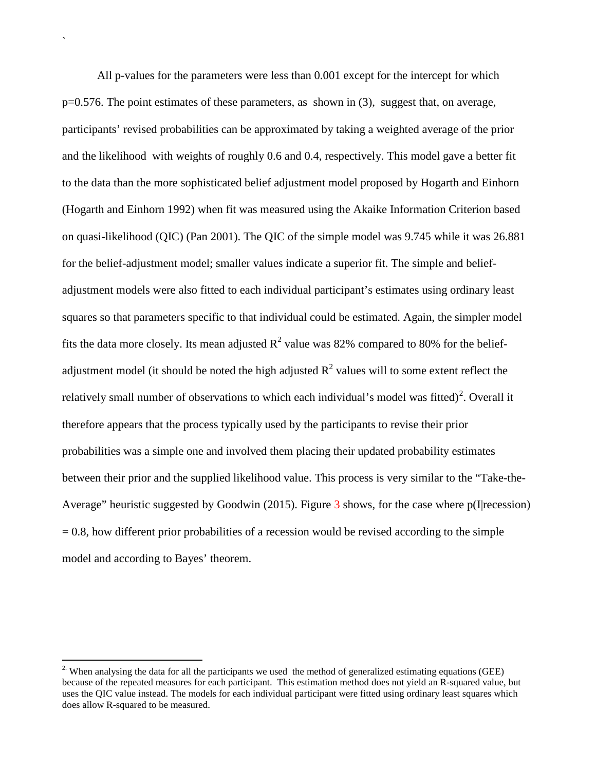All p-values for the parameters were less than 0.001 except for the intercept for which p=0.576. The point estimates of these parameters, as shown in (3), suggest that, on average, participants' revised probabilities can be approximated by taking a weighted average of the prior and the likelihood with weights of roughly 0.6 and 0.4, respectively. This model gave a better fit to the data than the more sophisticated belief adjustment model proposed by Hogarth and Einhorn (Hogarth and Einhorn 1992) when fit was measured using the Akaike Information Criterion based on quasi-likelihood (QIC) (Pan 2001). The QIC of the simple model was 9.745 while it was 26.881 for the belief-adjustment model; smaller values indicate a superior fit. The simple and belief-adjustment models were also fitted to each individual participant's estimates using ordinary least squares so that parameters specific to that individual could be estimated. Again, the simpler model fits the data more closely. Its mean adjusted $R^2$ value was 82% compared to 80% for the belief-adjustment model (it should be noted the high adjusted $R^2$ values will to some extent reflect the relatively small number of observations to which each individual's model was fitted)[2]. Overall it therefore appears that the process typically used by the participants to revise their prior probabilities was a simple one and involved them placing their updated probability estimates between their prior and the supplied likelihood value. This process is very similar to the "Take-the-Average" heuristic suggested by Goodwin (2015). Figure 3 shows, for the case where p(I|recession) = 0.8, how different prior probabilities of a recession would be revised according to the simple model and according to Bayes' theorem.

---

[2] When analysing the data for all the participants we used the method of generalized estimating equations (GEE) because of the repeated measures for each participant. This estimation method does not yield an R-squared value, but uses the QIC value instead. The models for each individual participant were fitted using ordinary least squares which does allow R-squared to be measured.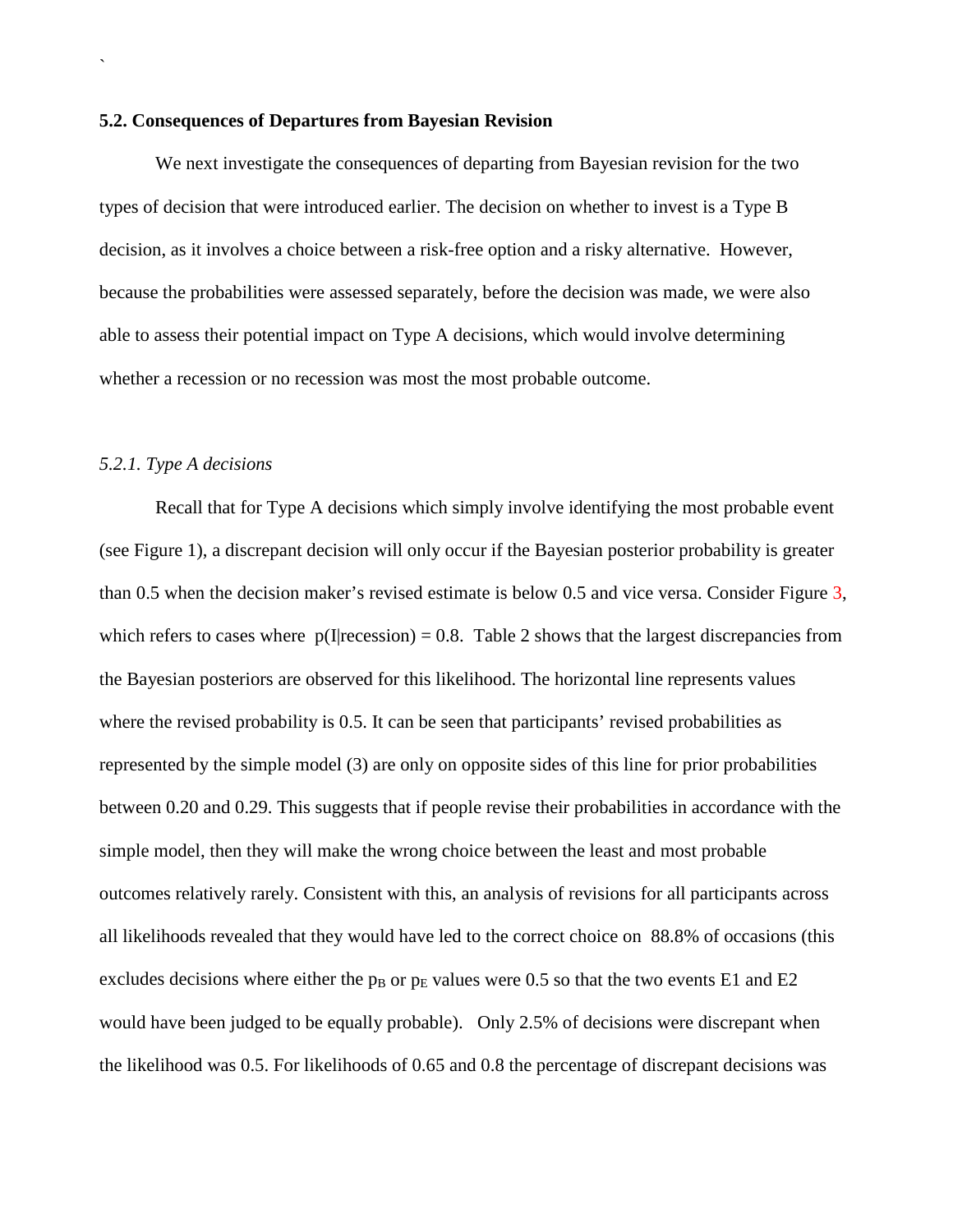### 5.2. Consequences of Departures from Bayesian Revision

We next investigate the consequences of departing from Bayesian revision for the two types of decision that were introduced earlier. The decision on whether to invest is a Type B decision, as it involves a choice between a risk-free option and a risky alternative. However, because the probabilities were assessed separately, before the decision was made, we were also able to assess their potential impact on Type A decisions, which would involve determining whether a recession or no recession was most the most probable outcome.

#### *5.2.1. Type A decisions*

Recall that for Type A decisions which simply involve identifying the most probable event (see Figure 1), a discrepant decision will only occur if the Bayesian posterior probability is greater than 0.5 when the decision maker's revised estimate is below 0.5 and vice versa. Consider Figure 3, which refers to cases where p(I|recession) = 0.8. Table 2 shows that the largest discrepancies from the Bayesian posteriors are observed for this likelihood. The horizontal line represents values where the revised probability is 0.5. It can be seen that participants' revised probabilities as represented by the simple model (3) are only on opposite sides of this line for prior probabilities between 0.20 and 0.29. This suggests that if people revise their probabilities in accordance with the simple model, then they will make the wrong choice between the least and most probable outcomes relatively rarely. Consistent with this, an analysis of revisions for all participants across all likelihoods revealed that they would have led to the correct choice on 88.8% of occasions (this excludes decisions where either the $p_B$ or $p_E$ values were 0.5 so that the two events E1 and E2 would have been judged to be equally probable). Only 2.5% of decisions were discrepant when the likelihood was 0.5. For likelihoods of 0.65 and 0.8 the percentage of discrepant decisions was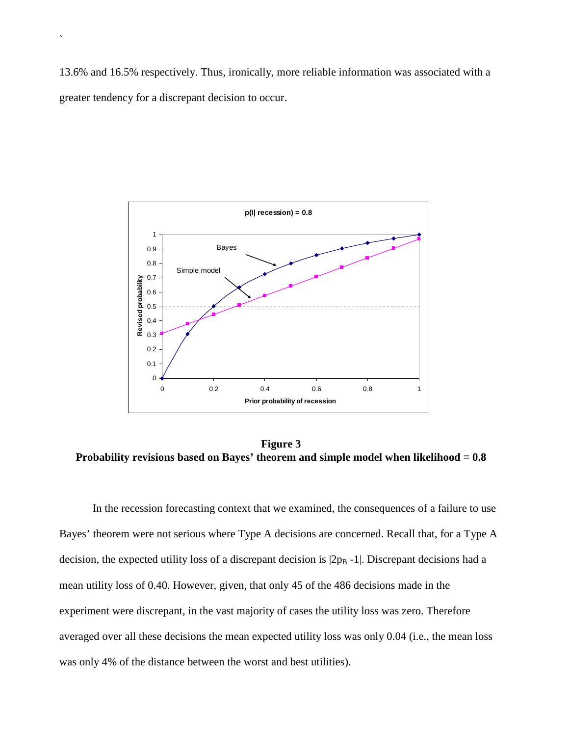13.6% and 16.5% respectively. Thus, ironically, more reliable information was associated with a greater tendency for a discrepant decision to occur.

**Figure 3**
**Probability revisions based on Bayes' theorem and simple model when likelihood = 0.8**

In the recession forecasting context that we examined, the consequences of a failure to use Bayes' theorem were not serious where Type A decisions are concerned. Recall that, for a Type A decision, the expected utility loss of a discrepant decision is $|2p_B - 1|$. Discrepant decisions had a mean utility loss of 0.40. However, given, that only 45 of the 486 decisions made in the experiment were discrepant, in the vast majority of cases the utility loss was zero. Therefore averaged over all these decisions the mean expected utility loss was only 0.04 (i.e., the mean loss was only 4% of the distance between the worst and best utilities).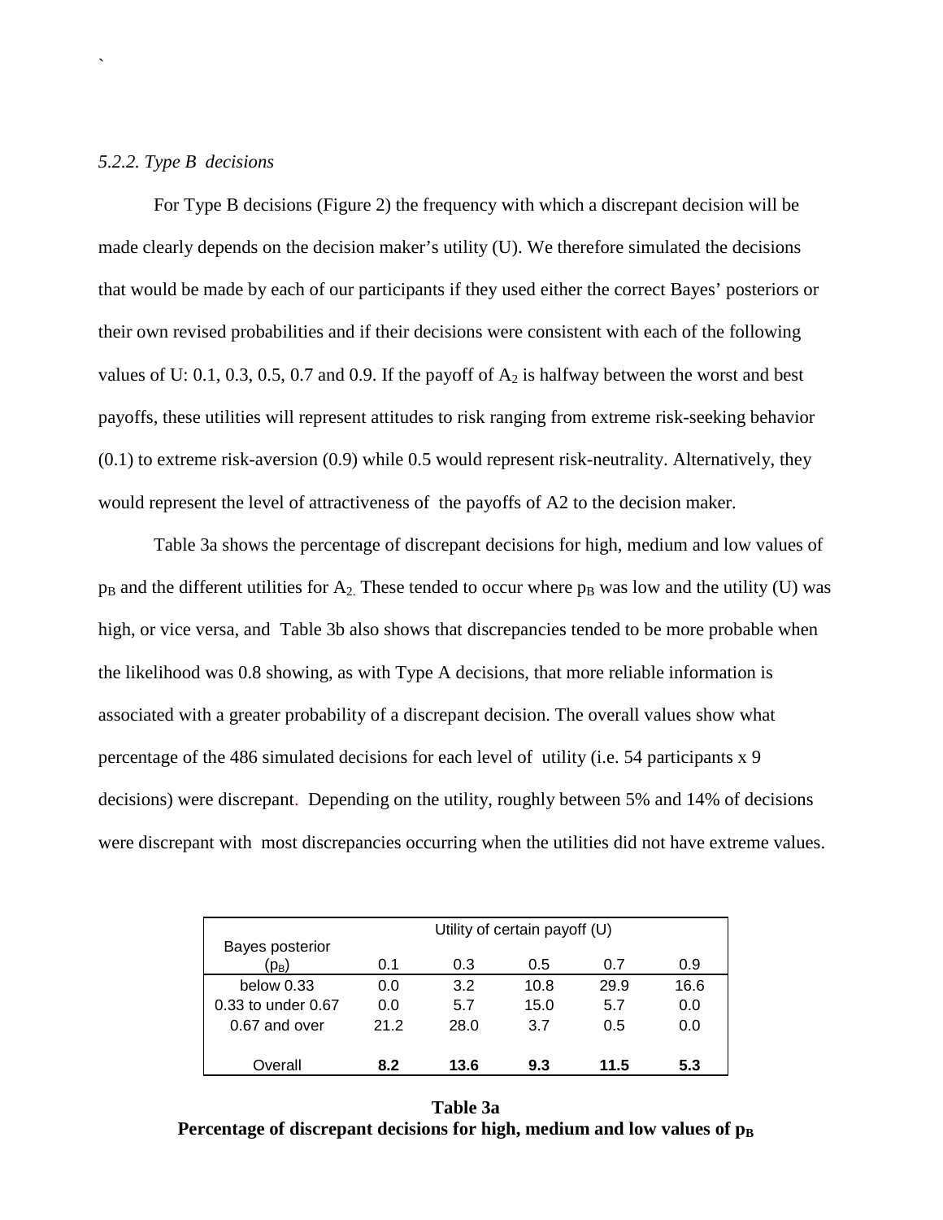### *5.2.2. Type B decisions*

For Type B decisions (Figure 2) the frequency with which a discrepant decision will be made clearly depends on the decision maker's utility (U). We therefore simulated the decisions that would be made by each of our participants if they used either the correct Bayes' posteriors or their own revised probabilities and if their decisions were consistent with each of the following values of U: 0.1, 0.3, 0.5, 0.7 and 0.9. If the payoff of $A_2$ is halfway between the worst and best payoffs, these utilities will represent attitudes to risk ranging from extreme risk-seeking behavior (0.1) to extreme risk-aversion (0.9) while 0.5 would represent risk-neutrality. Alternatively, they would represent the level of attractiveness of the payoffs of A2 to the decision maker.

Table 3a shows the percentage of discrepant decisions for high, medium and low values of $p_B$ and the different utilities for $A_2$. These tended to occur where $p_B$ was low and the utility (U) was high, or vice versa, and Table 3b also shows that discrepancies tended to be more probable when the likelihood was 0.8 showing, as with Type A decisions, that more reliable information is associated with a greater probability of a discrepant decision. The overall values show what percentage of the 486 simulated decisions for each level of utility (i.e. 54 participants x 9 decisions) were discrepant. Depending on the utility, roughly between 5% and 14% of decisions were discrepant with most discrepancies occurring when the utilities did not have extreme values.

| Bayes posterior ($p_B$) | Utility of certain payoff (U) | | | | |
|---|---|---|---|---|---|
| | 0.1 | 0.3 | 0.5 | 0.7 | 0.9 |
| below 0.33 | 0.0 | 3.2 | 10.8 | 29.9 | 16.6 |
| 0.33 to under 0.67 | 0.0 | 5.7 | 15.0 | 5.7 | 0.0 |
| 0.67 and over | 21.2 | 28.0 | 3.7 | 0.5 | 0.0 |
| Overall | **8.2** | **13.6** | **9.3** | **11.5** | **5.3** |

**Table 3a**
**Percentage of discrepant decisions for high, medium and low values of $p_B$**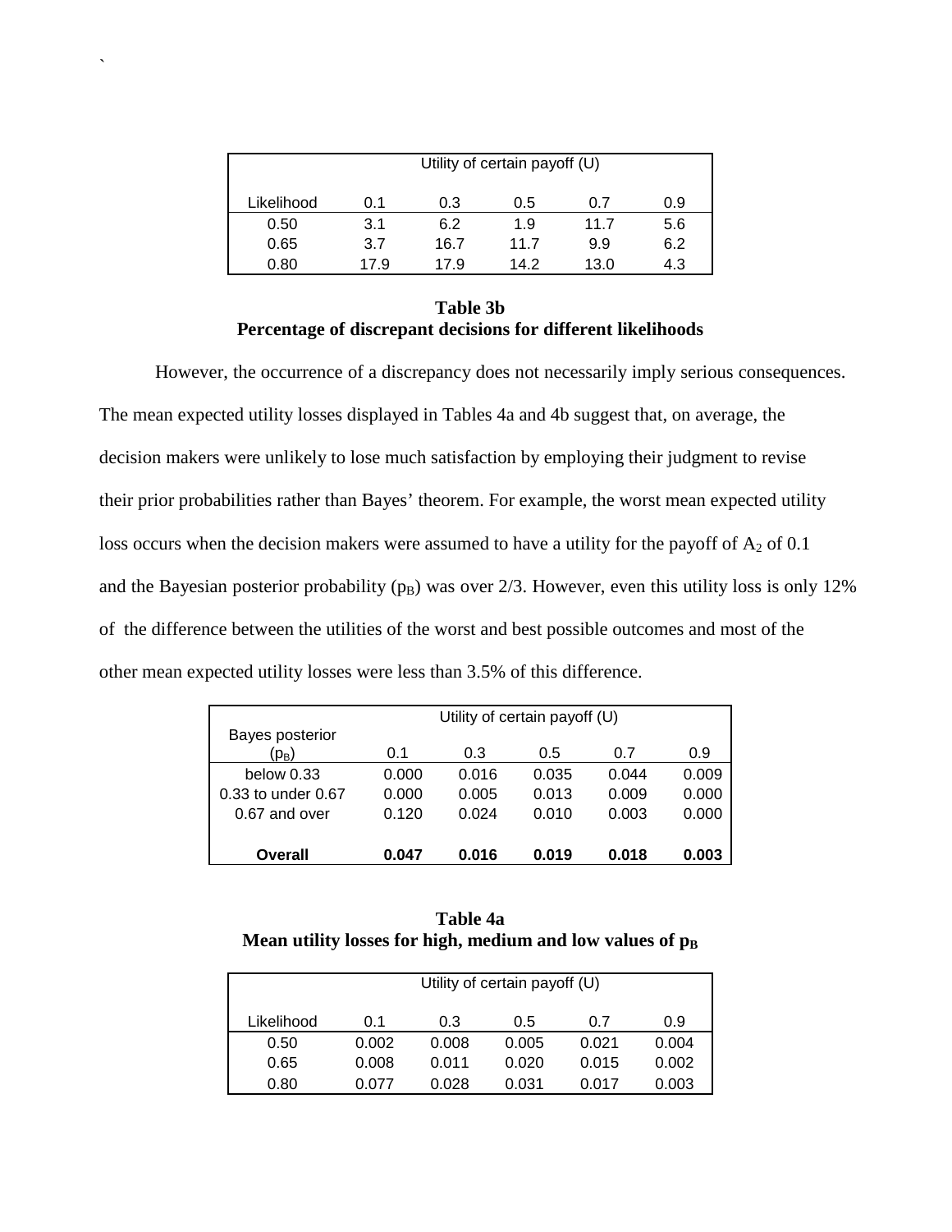| | Utility of certain payoff (U) | | | | |
|---|---|---|---|---|---|
| Likelihood | 0.1 | 0.3 | 0.5 | 0.7 | 0.9 |
| 0.50 | 3.1 | 6.2 | 1.9 | 11.7 | 5.6 |
| 0.65 | 3.7 | 16.7 | 11.7 | 9.9 | 6.2 |
| 0.80 | 17.9 | 17.9 | 14.2 | 13.0 | 4.3 |

**Table 3b**
**Percentage of discrepant decisions for different likelihoods**

However, the occurrence of a discrepancy does not necessarily imply serious consequences. The mean expected utility losses displayed in Tables 4a and 4b suggest that, on average, the decision makers were unlikely to lose much satisfaction by employing their judgment to revise their prior probabilities rather than Bayes' theorem. For example, the worst mean expected utility loss occurs when the decision makers were assumed to have a utility for the payoff of $A_2$ of 0.1 and the Bayesian posterior probability ($p_B$) was over 2/3. However, even this utility loss is only 12% of the difference between the utilities of the worst and best possible outcomes and most of the other mean expected utility losses were less than 3.5% of this difference.

| | Utility of certain payoff (U) | | | | |
|---|---|---|---|---|---|
| Bayes posterior ($p_B$) | 0.1 | 0.3 | 0.5 | 0.7 | 0.9 |
| below 0.33 | 0.000 | 0.016 | 0.035 | 0.044 | 0.009 |
| 0.33 to under 0.67 | 0.000 | 0.005 | 0.013 | 0.009 | 0.000 |
| 0.67 and over | 0.120 | 0.024 | 0.010 | 0.003 | 0.000 |
| **Overall** | **0.047** | **0.016** | **0.019** | **0.018** | **0.003** |

**Table 4a**
**Mean utility losses for high, medium and low values of $p_B$**

| | Utility of certain payoff (U) | | | | |
|---|---|---|---|---|---|
| Likelihood | 0.1 | 0.3 | 0.5 | 0.7 | 0.9 |
| 0.50 | 0.002 | 0.008 | 0.005 | 0.021 | 0.004 |
| 0.65 | 0.008 | 0.011 | 0.020 | 0.015 | 0.002 |
| 0.80 | 0.077 | 0.028 | 0.031 | 0.017 | 0.003 |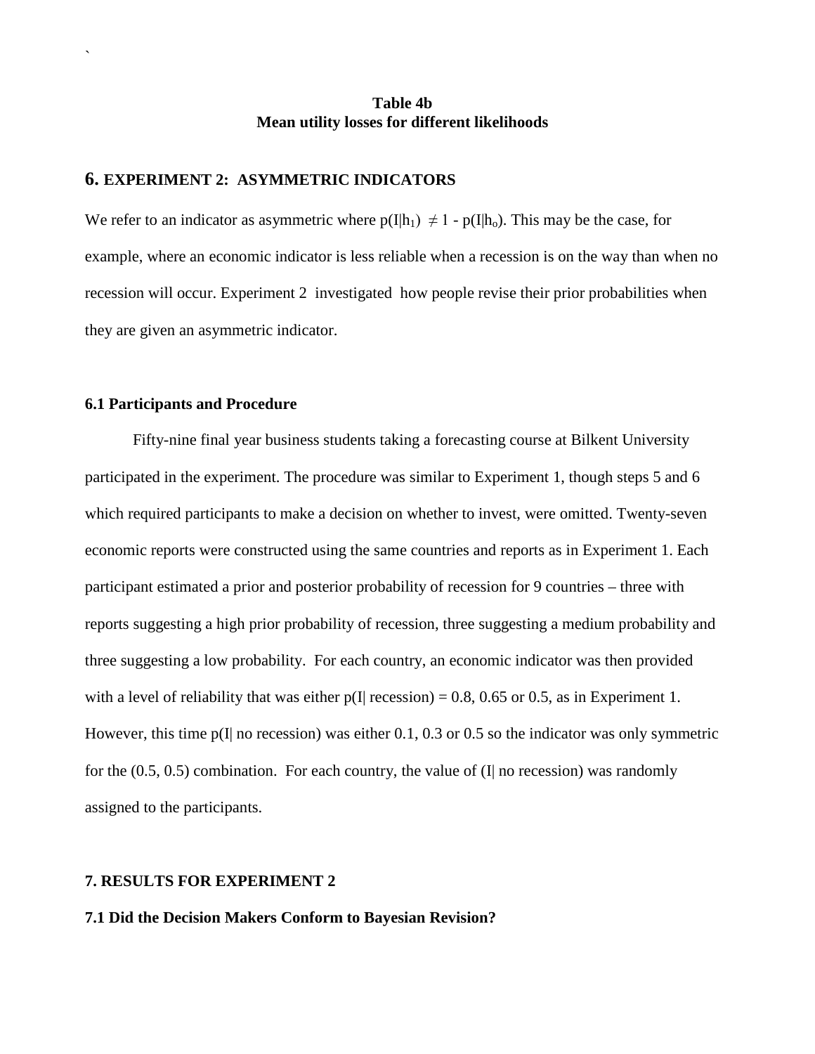**Table 4b**
**Mean utility losses for different likelihoods**

## 6. EXPERIMENT 2: ASYMMETRIC INDICATORS

We refer to an indicator as asymmetric where $p(I|h_1) \neq 1 - p(I|h_o)$. This may be the case, for example, where an economic indicator is less reliable when a recession is on the way than when no recession will occur. Experiment 2 investigated how people revise their prior probabilities when they are given an asymmetric indicator.

### 6.1 Participants and Procedure

Fifty-nine final year business students taking a forecasting course at Bilkent University participated in the experiment. The procedure was similar to Experiment 1, though steps 5 and 6 which required participants to make a decision on whether to invest, were omitted. Twenty-seven economic reports were constructed using the same countries and reports as in Experiment 1. Each participant estimated a prior and posterior probability of recession for 9 countries – three with reports suggesting a high prior probability of recession, three suggesting a medium probability and three suggesting a low probability. For each country, an economic indicator was then provided with a level of reliability that was either $p(I|\text{ recession}) = 0.8$, 0.65 or 0.5, as in Experiment 1. However, this time $p(I|\text{ no recession})$ was either 0.1, 0.3 or 0.5 so the indicator was only symmetric for the (0.5, 0.5) combination. For each country, the value of (I| no recession) was randomly assigned to the participants.

## 7. RESULTS FOR EXPERIMENT 2

### 7.1 Did the Decision Makers Conform to Bayesian Revision?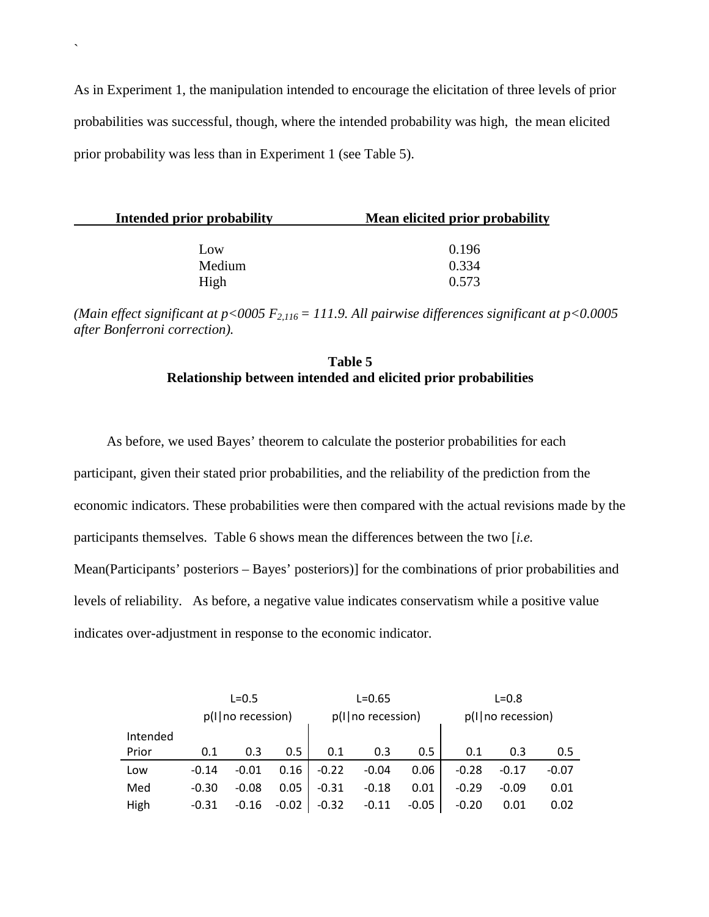As in Experiment 1, the manipulation intended to encourage the elicitation of three levels of prior probabilities was successful, though, where the intended probability was high, the mean elicited prior probability was less than in Experiment 1 (see Table 5).

| Intended prior probability | Mean elicited prior probability |
|---|---|
| Low | 0.196 |
| Medium | 0.334 |
| High | 0.573 |

*(Main effect significant at p<0005 $F_{2,116} = 111.9$. All pairwise differences significant at p<0.0005 after Bonferroni correction).*

**Table 5**
**Relationship between intended and elicited prior probabilities**

As before, we used Bayes' theorem to calculate the posterior probabilities for each participant, given their stated prior probabilities, and the reliability of the prediction from the economic indicators. These probabilities were then compared with the actual revisions made by the participants themselves. Table 6 shows mean the differences between the two [*i.e.* Mean(Participants' posteriors – Bayes' posteriors)] for the combinations of prior probabilities and levels of reliability. As before, a negative value indicates conservatism while a positive value indicates over-adjustment in response to the economic indicator.

| | L=0.5 p(I\|no recession) | | | L=0.65 p(I\|no recession) | | | L=0.8 p(I\|no recession) | | |
|---|---|---|---|---|---|---|---|---|---|
| Intended Prior | 0.1 | 0.3 | 0.5 | 0.1 | 0.3 | 0.5 | 0.1 | 0.3 | 0.5 |
| Low | -0.14 | -0.01 | 0.16 | -0.22 | -0.04 | 0.06 | -0.28 | -0.17 | -0.07 |
| Med | -0.30 | -0.08 | 0.05 | -0.31 | -0.18 | 0.01 | -0.29 | -0.09 | 0.01 |
| High | -0.31 | -0.16 | -0.02 | -0.32 | -0.11 | -0.05 | -0.20 | 0.01 | 0.02 |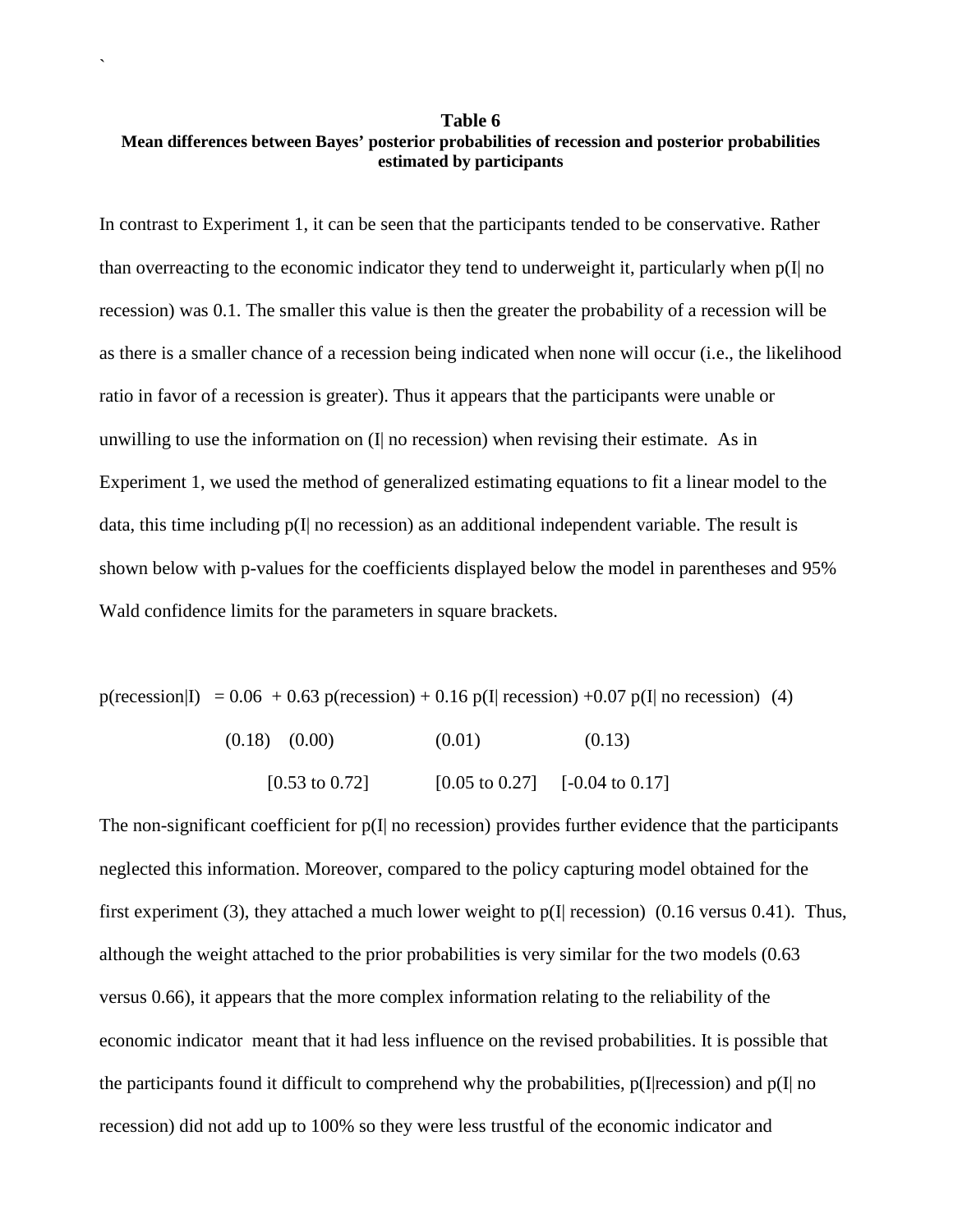**Table 6**

**Mean differences between Bayes' posterior probabilities of recession and posterior probabilities estimated by participants**

In contrast to Experiment 1, it can be seen that the participants tended to be conservative. Rather than overreacting to the economic indicator they tend to underweight it, particularly when p(I| no recession) was 0.1. The smaller this value is then the greater the probability of a recession will be as there is a smaller chance of a recession being indicated when none will occur (i.e., the likelihood ratio in favor of a recession is greater). Thus it appears that the participants were unable or unwilling to use the information on (I| no recession) when revising their estimate. As in Experiment 1, we used the method of generalized estimating equations to fit a linear model to the data, this time including p(I| no recession) as an additional independent variable. The result is shown below with p-values for the coefficients displayed below the model in parentheses and 95% Wald confidence limits for the parameters in square brackets.

$$p(\text{recession}|I) = \underset{(0.18)}{0.06} + \underset{\substack{(0.00)\\ [0.53 \text{ to } 0.72]}}{0.63}\, p(\text{recession}) + \underset{\substack{(0.01)\\ [0.05 \text{ to } 0.27]}}{0.16}\, p(I|\text{ recession}) + \underset{\substack{(0.13)\\ [-0.04 \text{ to } 0.17]}}{0.07}\, p(I|\text{ no recession}) \quad (4)$$

The non-significant coefficient for p(I| no recession) provides further evidence that the participants neglected this information. Moreover, compared to the policy capturing model obtained for the first experiment (3), they attached a much lower weight to p(I| recession) (0.16 versus 0.41). Thus, although the weight attached to the prior probabilities is very similar for the two models (0.63 versus 0.66), it appears that the more complex information relating to the reliability of the economic indicator meant that it had less influence on the revised probabilities. It is possible that the participants found it difficult to comprehend why the probabilities, p(I|recession) and p(I| no recession) did not add up to 100% so they were less trustful of the economic indicator and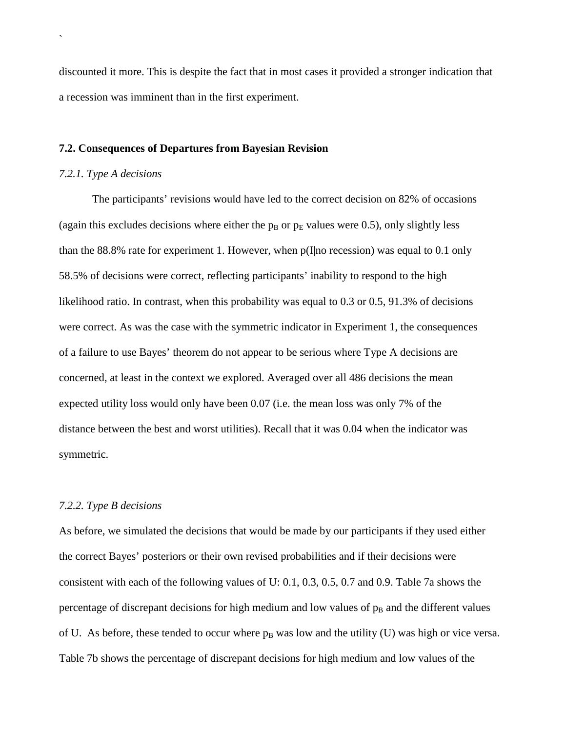discounted it more. This is despite the fact that in most cases it provided a stronger indication that a recession was imminent than in the first experiment.

### 7.2. Consequences of Departures from Bayesian Revision

#### *7.2.1. Type A decisions*

The participants' revisions would have led to the correct decision on 82% of occasions (again this excludes decisions where either the $p_B$ or $p_E$ values were 0.5), only slightly less than the 88.8% rate for experiment 1. However, when p(I|no recession) was equal to 0.1 only 58.5% of decisions were correct, reflecting participants' inability to respond to the high likelihood ratio. In contrast, when this probability was equal to 0.3 or 0.5, 91.3% of decisions were correct. As was the case with the symmetric indicator in Experiment 1, the consequences of a failure to use Bayes' theorem do not appear to be serious where Type A decisions are concerned, at least in the context we explored. Averaged over all 486 decisions the mean expected utility loss would only have been 0.07 (i.e. the mean loss was only 7% of the distance between the best and worst utilities). Recall that it was 0.04 when the indicator was symmetric.

#### *7.2.2. Type B decisions*

As before, we simulated the decisions that would be made by our participants if they used either the correct Bayes' posteriors or their own revised probabilities and if their decisions were consistent with each of the following values of U: 0.1, 0.3, 0.5, 0.7 and 0.9. Table 7a shows the percentage of discrepant decisions for high medium and low values of $p_B$ and the different values of U. As before, these tended to occur where $p_B$ was low and the utility (U) was high or vice versa. Table 7b shows the percentage of discrepant decisions for high medium and low values of the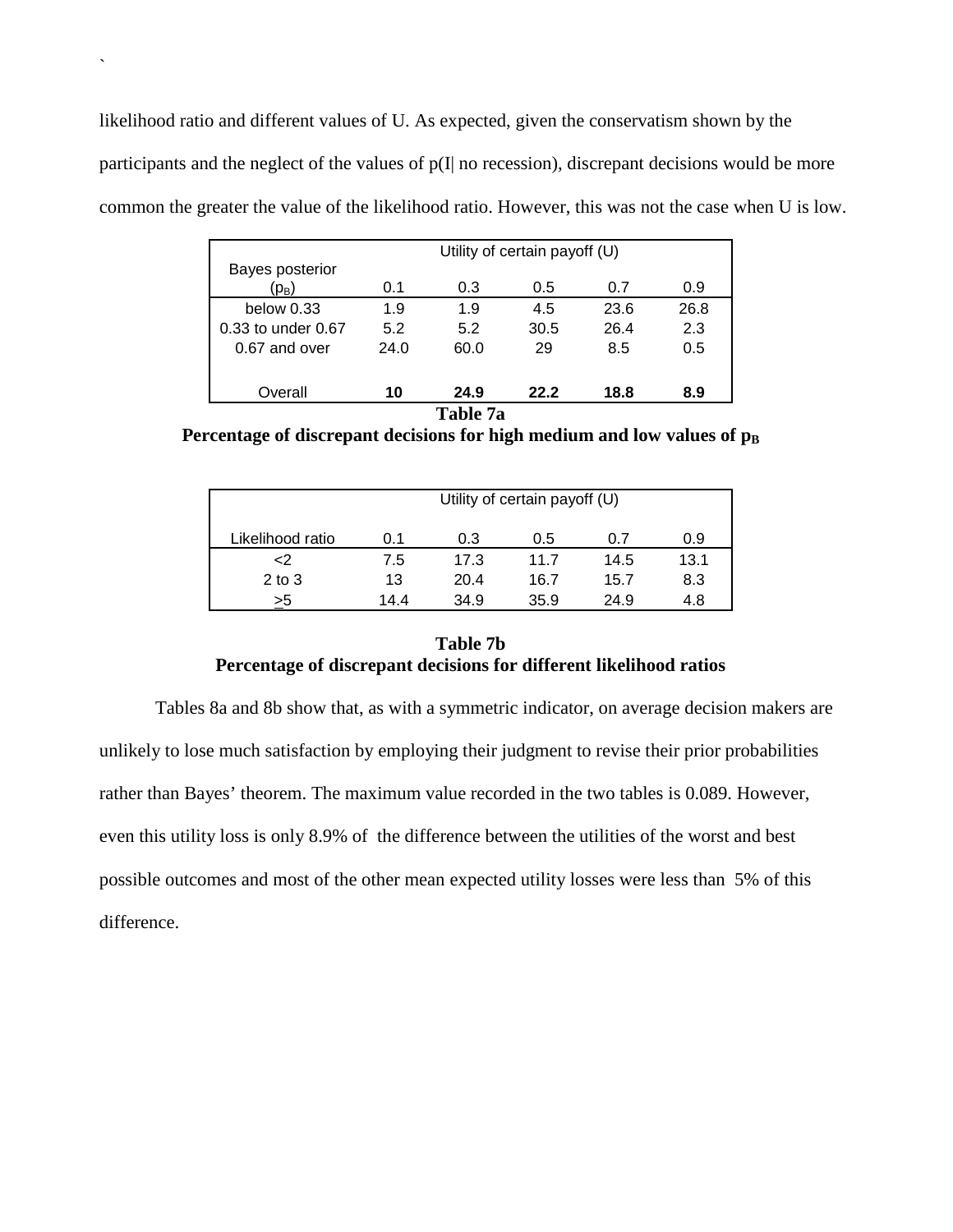likelihood ratio and different values of U. As expected, given the conservatism shown by the participants and the neglect of the values of p(I| no recession), discrepant decisions would be more common the greater the value of the likelihood ratio. However, this was not the case when U is low.

| | Utility of certain payoff (U) | | | | |
|---|---|---|---|---|---|
| Bayes posterior ($p_B$) | 0.1 | 0.3 | 0.5 | 0.7 | 0.9 |
| below 0.33 | 1.9 | 1.9 | 4.5 | 23.6 | 26.8 |
| 0.33 to under 0.67 | 5.2 | 5.2 | 30.5 | 26.4 | 2.3 |
| 0.67 and over | 24.0 | 60.0 | 29 | 8.5 | 0.5 |
| Overall | **10** | **24.9** | **22.2** | **18.8** | **8.9** |

**Table 7a**

**Percentage of discrepant decisions for high medium and low values of $p_B$**

| | Utility of certain payoff (U) | | | | |
|---|---|---|---|---|---|
| Likelihood ratio | 0.1 | 0.3 | 0.5 | 0.7 | 0.9 |
| <2 | 7.5 | 17.3 | 11.7 | 14.5 | 13.1 |
| 2 to 3 | 13 | 20.4 | 16.7 | 15.7 | 8.3 |
| ≥5 | 14.4 | 34.9 | 35.9 | 24.9 | 4.8 |

**Table 7b**

**Percentage of discrepant decisions for different likelihood ratios**

Tables 8a and 8b show that, as with a symmetric indicator, on average decision makers are unlikely to lose much satisfaction by employing their judgment to revise their prior probabilities rather than Bayes' theorem. The maximum value recorded in the two tables is 0.089. However, even this utility loss is only 8.9% of the difference between the utilities of the worst and best possible outcomes and most of the other mean expected utility losses were less than 5% of this difference.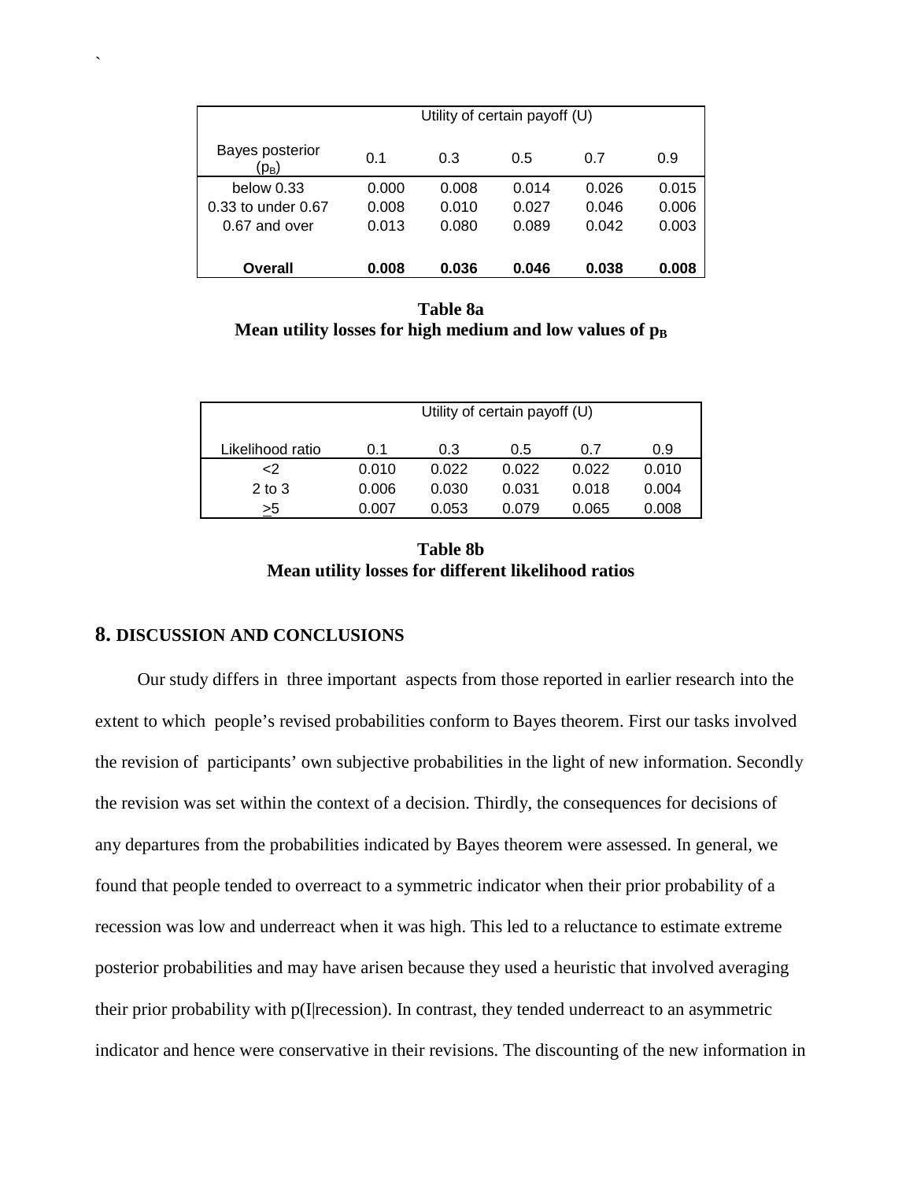| Bayes posterior ($p_B$) | Utility of certain payoff (U) | | | | |
|---|---|---|---|---|---|
| | 0.1 | 0.3 | 0.5 | 0.7 | 0.9 |
| below 0.33 | 0.000 | 0.008 | 0.014 | 0.026 | 0.015 |
| 0.33 to under 0.67 | 0.008 | 0.010 | 0.027 | 0.046 | 0.006 |
| 0.67 and over | 0.013 | 0.080 | 0.089 | 0.042 | 0.003 |
| **Overall** | **0.008** | **0.036** | **0.046** | **0.038** | **0.008** |

**Table 8a**
**Mean utility losses for high medium and low values of $p_B$**

| Likelihood ratio | Utility of certain payoff (U) | | | | |
|---|---|---|---|---|---|
| | 0.1 | 0.3 | 0.5 | 0.7 | 0.9 |
| <2 | 0.010 | 0.022 | 0.022 | 0.022 | 0.010 |
| 2 to 3 | 0.006 | 0.030 | 0.031 | 0.018 | 0.004 |
| ≥5 | 0.007 | 0.053 | 0.079 | 0.065 | 0.008 |

**Table 8b**
**Mean utility losses for different likelihood ratios**

## 8. DISCUSSION AND CONCLUSIONS

Our study differs in three important aspects from those reported in earlier research into the extent to which people's revised probabilities conform to Bayes theorem. First our tasks involved the revision of participants' own subjective probabilities in the light of new information. Secondly the revision was set within the context of a decision. Thirdly, the consequences for decisions of any departures from the probabilities indicated by Bayes theorem were assessed. In general, we found that people tended to overreact to a symmetric indicator when their prior probability of a recession was low and underreact when it was high. This led to a reluctance to estimate extreme posterior probabilities and may have arisen because they used a heuristic that involved averaging their prior probability with p(I|recession). In contrast, they tended underreact to an asymmetric indicator and hence were conservative in their revisions. The discounting of the new information in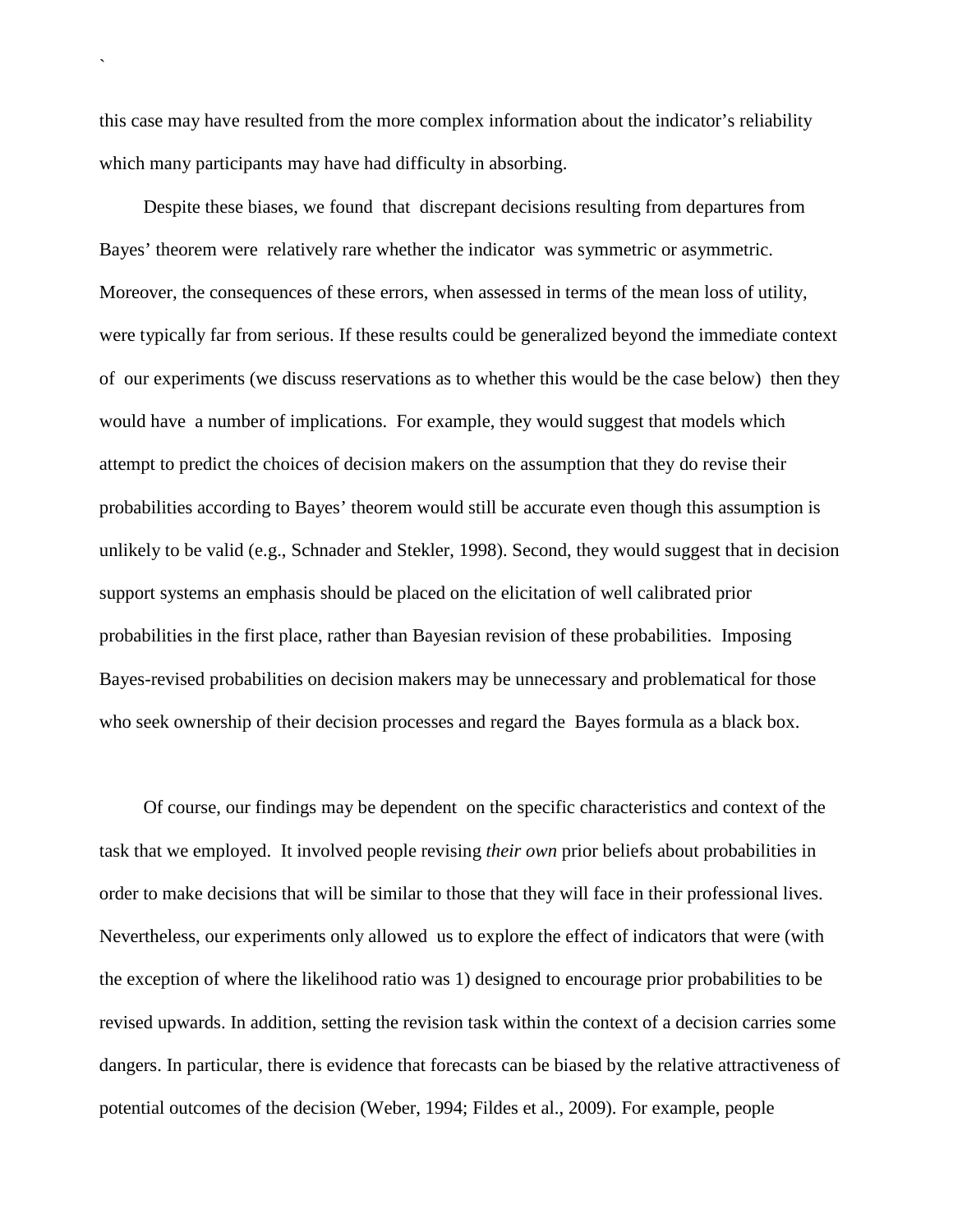this case may have resulted from the more complex information about the indicator's reliability which many participants may have had difficulty in absorbing.

Despite these biases, we found that discrepant decisions resulting from departures from Bayes' theorem were relatively rare whether the indicator was symmetric or asymmetric. Moreover, the consequences of these errors, when assessed in terms of the mean loss of utility, were typically far from serious. If these results could be generalized beyond the immediate context of our experiments (we discuss reservations as to whether this would be the case below) then they would have a number of implications. For example, they would suggest that models which attempt to predict the choices of decision makers on the assumption that they do revise their probabilities according to Bayes' theorem would still be accurate even though this assumption is unlikely to be valid (e.g., Schnader and Stekler, 1998). Second, they would suggest that in decision support systems an emphasis should be placed on the elicitation of well calibrated prior probabilities in the first place, rather than Bayesian revision of these probabilities. Imposing Bayes-revised probabilities on decision makers may be unnecessary and problematical for those who seek ownership of their decision processes and regard the Bayes formula as a black box.

Of course, our findings may be dependent on the specific characteristics and context of the task that we employed. It involved people revising *their own* prior beliefs about probabilities in order to make decisions that will be similar to those that they will face in their professional lives. Nevertheless, our experiments only allowed us to explore the effect of indicators that were (with the exception of where the likelihood ratio was 1) designed to encourage prior probabilities to be revised upwards. In addition, setting the revision task within the context of a decision carries some dangers. In particular, there is evidence that forecasts can be biased by the relative attractiveness of potential outcomes of the decision (Weber, 1994; Fildes et al., 2009). For example, people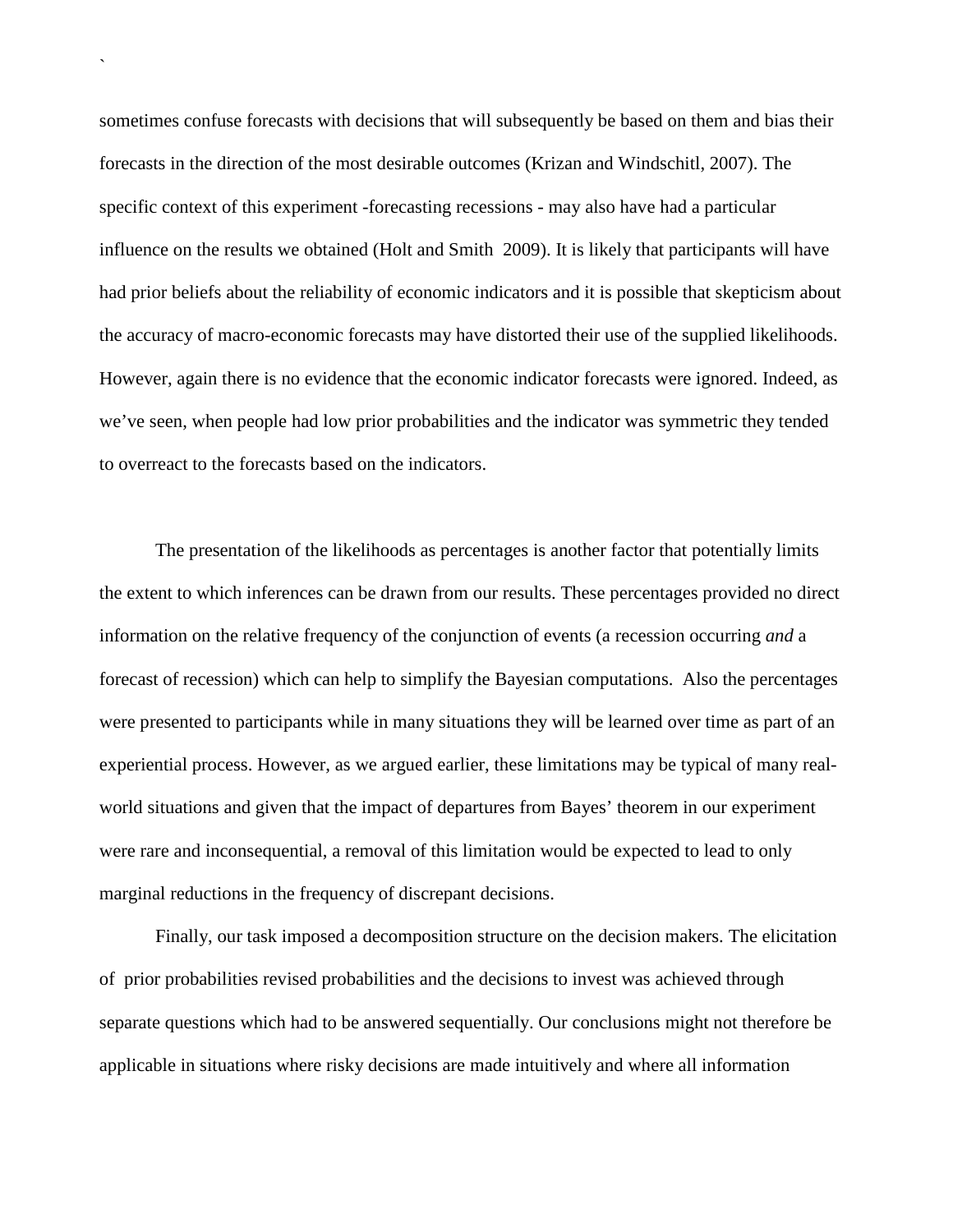sometimes confuse forecasts with decisions that will subsequently be based on them and bias their forecasts in the direction of the most desirable outcomes (Krizan and Windschitl, 2007). The specific context of this experiment -forecasting recessions - may also have had a particular influence on the results we obtained (Holt and Smith  2009). It is likely that participants will have had prior beliefs about the reliability of economic indicators and it is possible that skepticism about the accuracy of macro-economic forecasts may have distorted their use of the supplied likelihoods. However, again there is no evidence that the economic indicator forecasts were ignored. Indeed, as we've seen, when people had low prior probabilities and the indicator was symmetric they tended to overreact to the forecasts based on the indicators.

The presentation of the likelihoods as percentages is another factor that potentially limits the extent to which inferences can be drawn from our results. These percentages provided no direct information on the relative frequency of the conjunction of events (a recession occurring *and* a forecast of recession) which can help to simplify the Bayesian computations.  Also the percentages were presented to participants while in many situations they will be learned over time as part of an experiential process. However, as we argued earlier, these limitations may be typical of many real-world situations and given that the impact of departures from Bayes' theorem in our experiment were rare and inconsequential, a removal of this limitation would be expected to lead to only marginal reductions in the frequency of discrepant decisions.

Finally, our task imposed a decomposition structure on the decision makers. The elicitation of  prior probabilities revised probabilities and the decisions to invest was achieved through separate questions which had to be answered sequentially. Our conclusions might not therefore be applicable in situations where risky decisions are made intuitively and where all information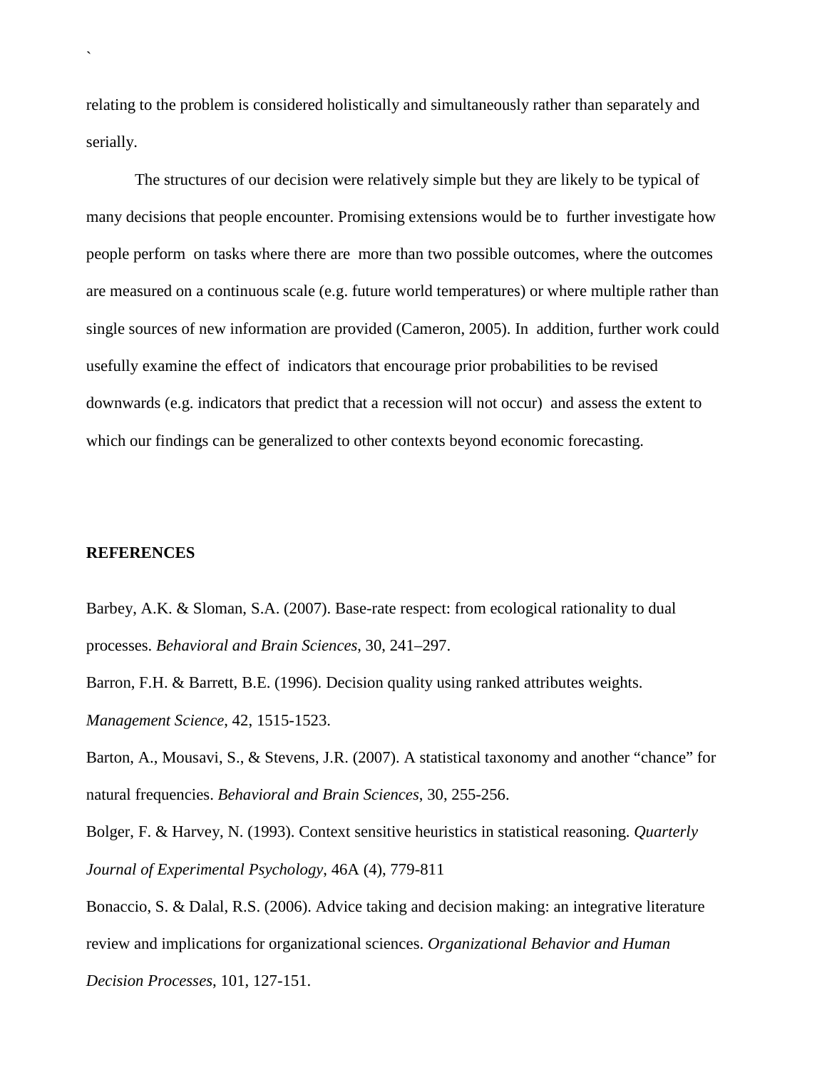relating to the problem is considered holistically and simultaneously rather than separately and serially.

The structures of our decision were relatively simple but they are likely to be typical of many decisions that people encounter. Promising extensions would be to further investigate how people perform on tasks where there are more than two possible outcomes, where the outcomes are measured on a continuous scale (e.g. future world temperatures) or where multiple rather than single sources of new information are provided (Cameron, 2005). In addition, further work could usefully examine the effect of indicators that encourage prior probabilities to be revised downwards (e.g. indicators that predict that a recession will not occur) and assess the extent to which our findings can be generalized to other contexts beyond economic forecasting.

## REFERENCES

Barbey, A.K. & Sloman, S.A. (2007). Base-rate respect: from ecological rationality to dual processes. *Behavioral and Brain Sciences*, 30, 241–297.

Barron, F.H. & Barrett, B.E. (1996). Decision quality using ranked attributes weights. *Management Science*, 42, 1515-1523.

Barton, A., Mousavi, S., & Stevens, J.R. (2007). A statistical taxonomy and another "chance" for natural frequencies. *Behavioral and Brain Sciences*, 30, 255-256.

Bolger, F. & Harvey, N. (1993). Context sensitive heuristics in statistical reasoning. *Quarterly Journal of Experimental Psychology*, 46A (4), 779-811

Bonaccio, S. & Dalal, R.S. (2006). Advice taking and decision making: an integrative literature review and implications for organizational sciences. *Organizational Behavior and Human Decision Processes*, 101, 127-151.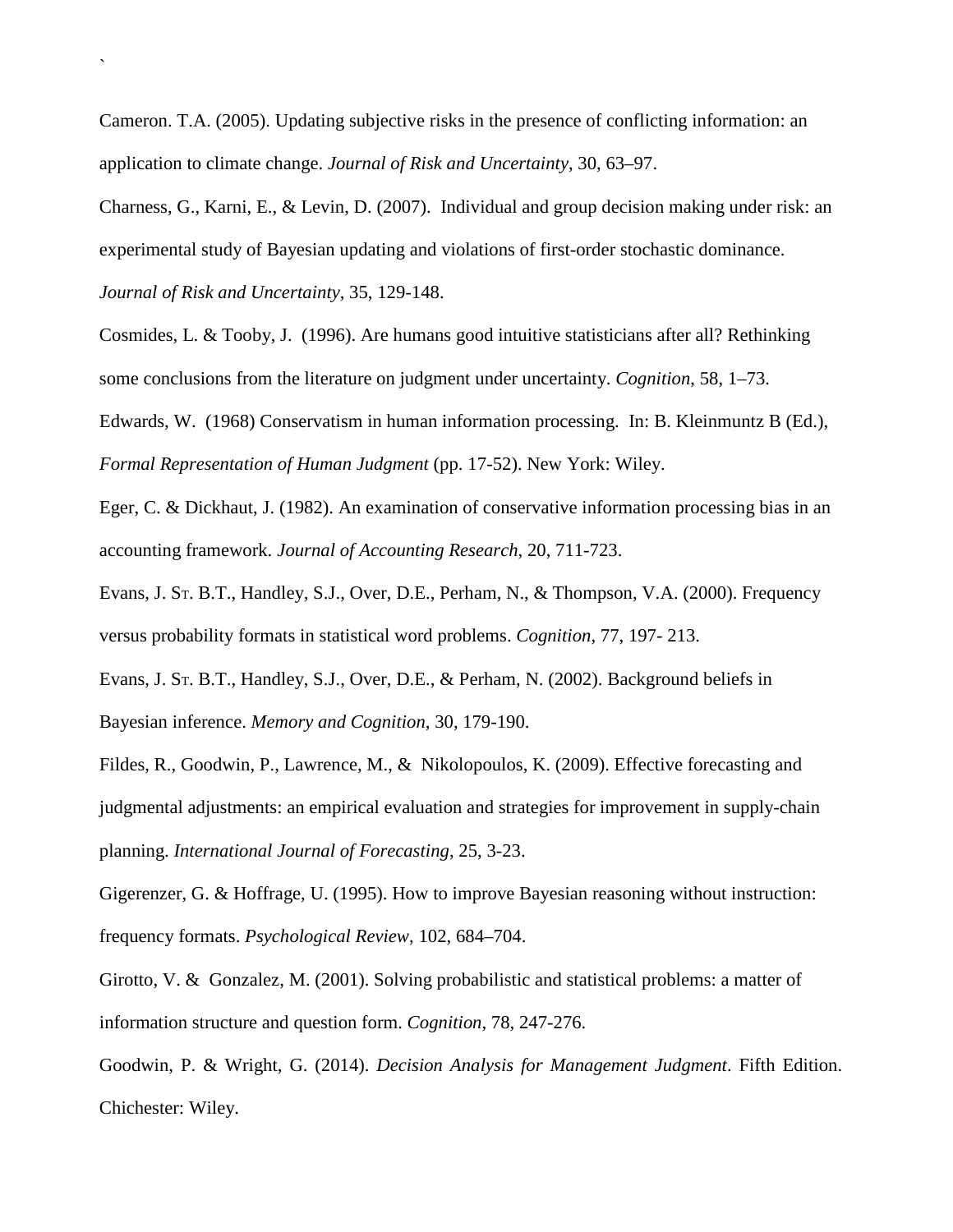Cameron. T.A. (2005). Updating subjective risks in the presence of conflicting information: an application to climate change. *Journal of Risk and Uncertainty*, 30, 63–97.

Charness, G., Karni, E., & Levin, D. (2007). Individual and group decision making under risk: an experimental study of Bayesian updating and violations of first-order stochastic dominance. *Journal of Risk and Uncertainty*, 35, 129-148.

Cosmides, L. & Tooby, J. (1996). Are humans good intuitive statisticians after all? Rethinking some conclusions from the literature on judgment under uncertainty. *Cognition*, 58, 1–73.

Edwards, W. (1968) Conservatism in human information processing. In: B. Kleinmuntz B (Ed.), *Formal Representation of Human Judgment* (pp. 17-52). New York: Wiley.

Eger, C. & Dickhaut, J. (1982). An examination of conservative information processing bias in an accounting framework. *Journal of Accounting Research*, 20, 711-723.

Evans, J. St. B.T., Handley, S.J., Over, D.E., Perham, N., & Thompson, V.A. (2000). Frequency versus probability formats in statistical word problems. *Cognition*, 77, 197- 213.

Evans, J. St. B.T., Handley, S.J., Over, D.E., & Perham, N. (2002). Background beliefs in Bayesian inference. *Memory and Cognition*, 30, 179-190.

Fildes, R., Goodwin, P., Lawrence, M., & Nikolopoulos, K. (2009). Effective forecasting and judgmental adjustments: an empirical evaluation and strategies for improvement in supply-chain planning. *International Journal of Forecasting*, 25, 3-23.

Gigerenzer, G. & Hoffrage, U. (1995). How to improve Bayesian reasoning without instruction: frequency formats. *Psychological Review*, 102, 684–704.

Girotto, V. & Gonzalez, M. (2001). Solving probabilistic and statistical problems: a matter of information structure and question form. *Cognition*, 78, 247-276.

Goodwin, P. & Wright, G. (2014). *Decision Analysis for Management Judgment*. Fifth Edition. Chichester: Wiley.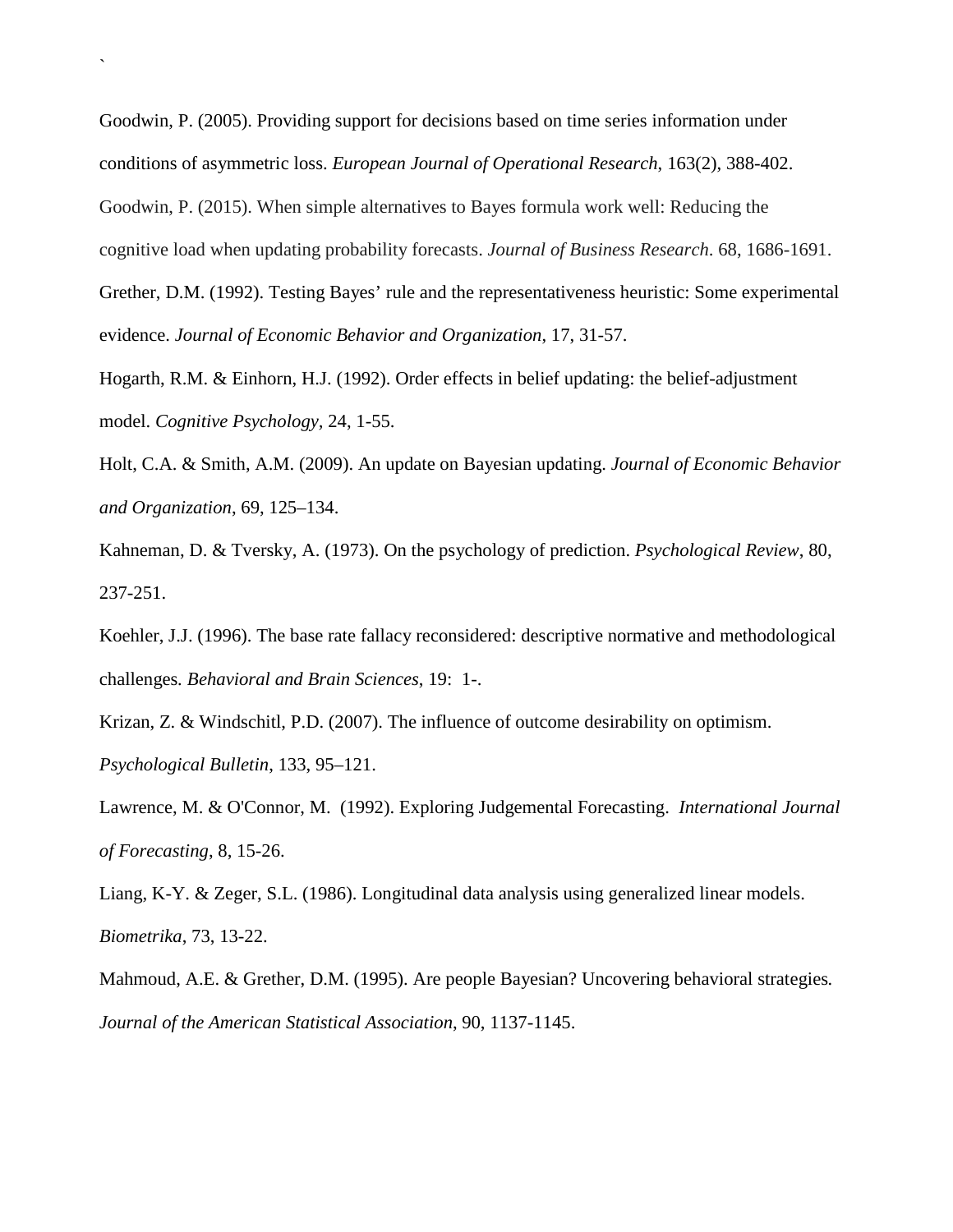Goodwin, P. (2005). Providing support for decisions based on time series information under conditions of asymmetric loss. *European Journal of Operational Research*, 163(2), 388-402.

Goodwin, P. (2015). When simple alternatives to Bayes formula work well: Reducing the cognitive load when updating probability forecasts. *Journal of Business Research*. 68, 1686-1691.

Grether, D.M. (1992). Testing Bayes' rule and the representativeness heuristic: Some experimental evidence. *Journal of Economic Behavior and Organization*, 17, 31-57.

Hogarth, R.M. & Einhorn, H.J. (1992). Order effects in belief updating: the belief-adjustment model. *Cognitive Psychology,* 24, 1-55.

Holt, C.A. & Smith, A.M. (2009). An update on Bayesian updating. *Journal of Economic Behavior and Organization*, 69, 125–134.

Kahneman, D. & Tversky, A. (1973). On the psychology of prediction. *Psychological Review*, 80, 237-251.

Koehler, J.J. (1996). The base rate fallacy reconsidered: descriptive normative and methodological challenges. *Behavioral and Brain Sciences*, 19: 1-.

Krizan, Z. & Windschitl, P.D. (2007). The influence of outcome desirability on optimism. *Psychological Bulletin*, 133, 95–121.

Lawrence, M. & O'Connor, M. (1992). Exploring Judgemental Forecasting. *International Journal of Forecasting*, 8, 15-26.

Liang, K-Y. & Zeger, S.L. (1986). Longitudinal data analysis using generalized linear models. *Biometrika*, 73, 13-22.

Mahmoud, A.E. & Grether, D.M. (1995). Are people Bayesian? Uncovering behavioral strategies. *Journal of the American Statistical Association*, 90, 1137-1145.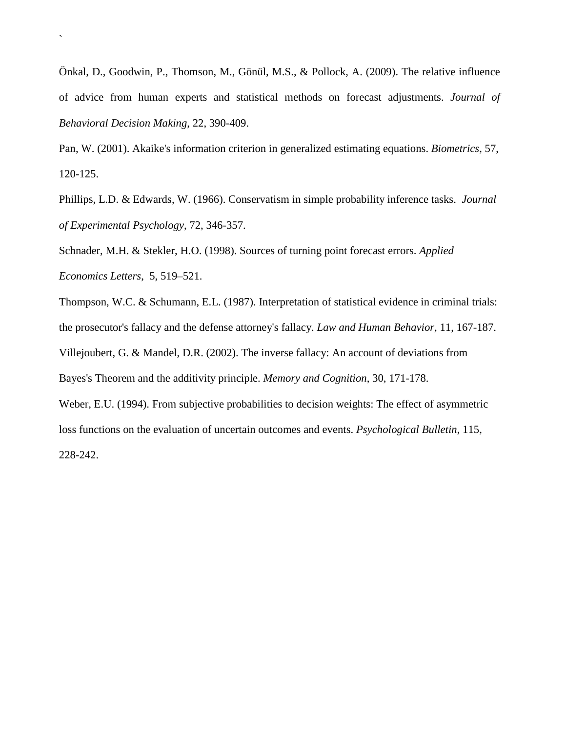Önkal, D., Goodwin, P., Thomson, M., Gönül, M.S., & Pollock, A. (2009). The relative influence of advice from human experts and statistical methods on forecast adjustments. *Journal of Behavioral Decision Making*, 22, 390-409.

Pan, W. (2001). Akaike's information criterion in generalized estimating equations. *Biometrics*, 57, 120-125.

Phillips, L.D. & Edwards, W. (1966). Conservatism in simple probability inference tasks. *Journal of Experimental Psychology*, 72, 346-357.

Schnader, M.H. & Stekler, H.O. (1998). Sources of turning point forecast errors. *Applied Economics Letters*, 5, 519–521.

Thompson, W.C. & Schumann, E.L. (1987). Interpretation of statistical evidence in criminal trials: the prosecutor's fallacy and the defense attorney's fallacy. *Law and Human Behavior*, 11, 167-187.

Villejoubert, G. & Mandel, D.R. (2002). The inverse fallacy: An account of deviations from Bayes's Theorem and the additivity principle. *Memory and Cognition*, 30, 171-178.

Weber, E.U. (1994). From subjective probabilities to decision weights: The effect of asymmetric loss functions on the evaluation of uncertain outcomes and events. *Psychological Bulletin*, 115, 228-242.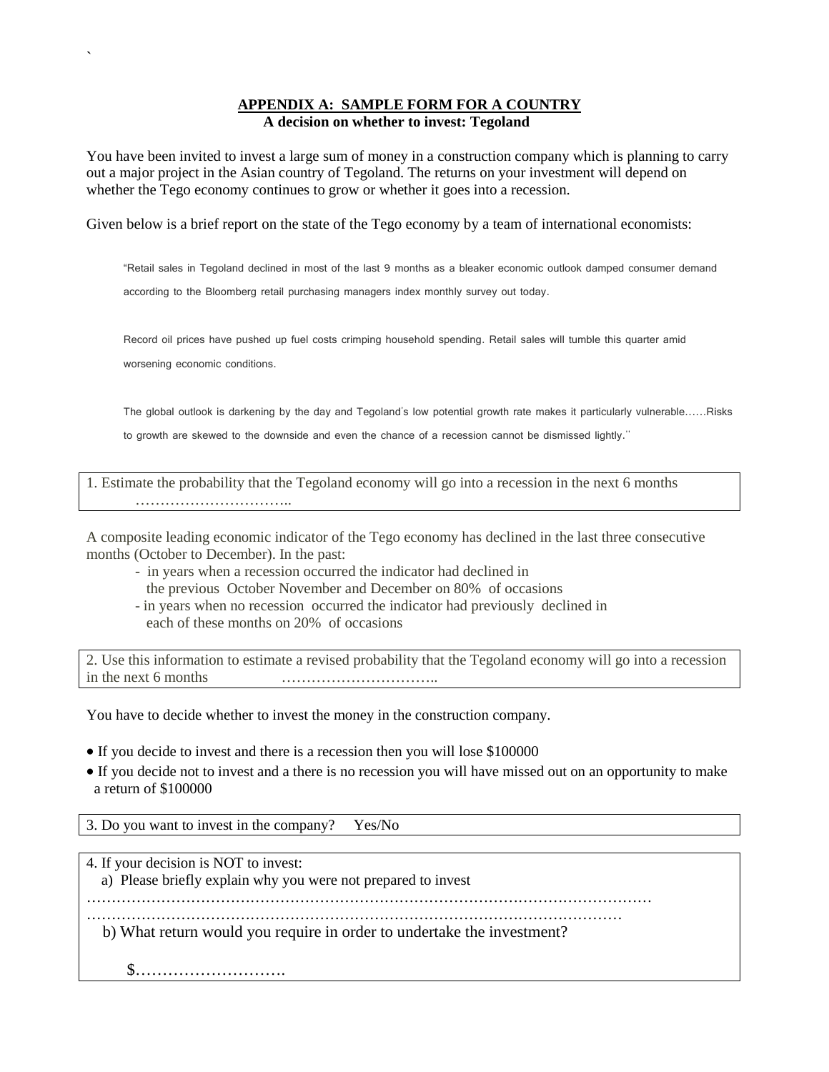## APPENDIX A: SAMPLE FORM FOR A COUNTRY

**A decision on whether to invest: Tegoland**

You have been invited to invest a large sum of money in a construction company which is planning to carry out a major project in the Asian country of Tegoland. The returns on your investment will depend on whether the Tego economy continues to grow or whether it goes into a recession.

Given below is a brief report on the state of the Tego economy by a team of international economists:

> "Retail sales in Tegoland declined in most of the last 9 months as a bleaker economic outlook damped consumer demand according to the Bloomberg retail purchasing managers index monthly survey out today.
>
> Record oil prices have pushed up fuel costs crimping household spending. Retail sales will tumble this quarter amid worsening economic conditions.
>
> The global outlook is darkening by the day and Tegoland's low potential growth rate makes it particularly vulnerable……Risks to growth are skewed to the downside and even the chance of a recession cannot be dismissed lightly."

1. Estimate the probability that the Tegoland economy will go into a recession in the next 6 months …………………………..

A composite leading economic indicator of the Tego economy has declined in the last three consecutive months (October to December). In the past:

- in years when a recession occurred the indicator had declined in the previous October November and December on 80% of occasions
- in years when no recession occurred the indicator had previously declined in each of these months on 20% of occasions

2. Use this information to estimate a revised probability that the Tegoland economy will go into a recession in the next 6 months …………………………..

You have to decide whether to invest the money in the construction company.

- If you decide to invest and there is a recession then you will lose $100000
- If you decide not to invest and a there is no recession you will have missed out on an opportunity to make a return of $100000

3. Do you want to invest in the company? Yes/No

4. If your decision is NOT to invest:

a) Please briefly explain why you were not prepared to invest

……………………………………………………………………………………………………

……………………………………………………………………………………………………

b) What return would you require in order to undertake the investment?

$……………………….